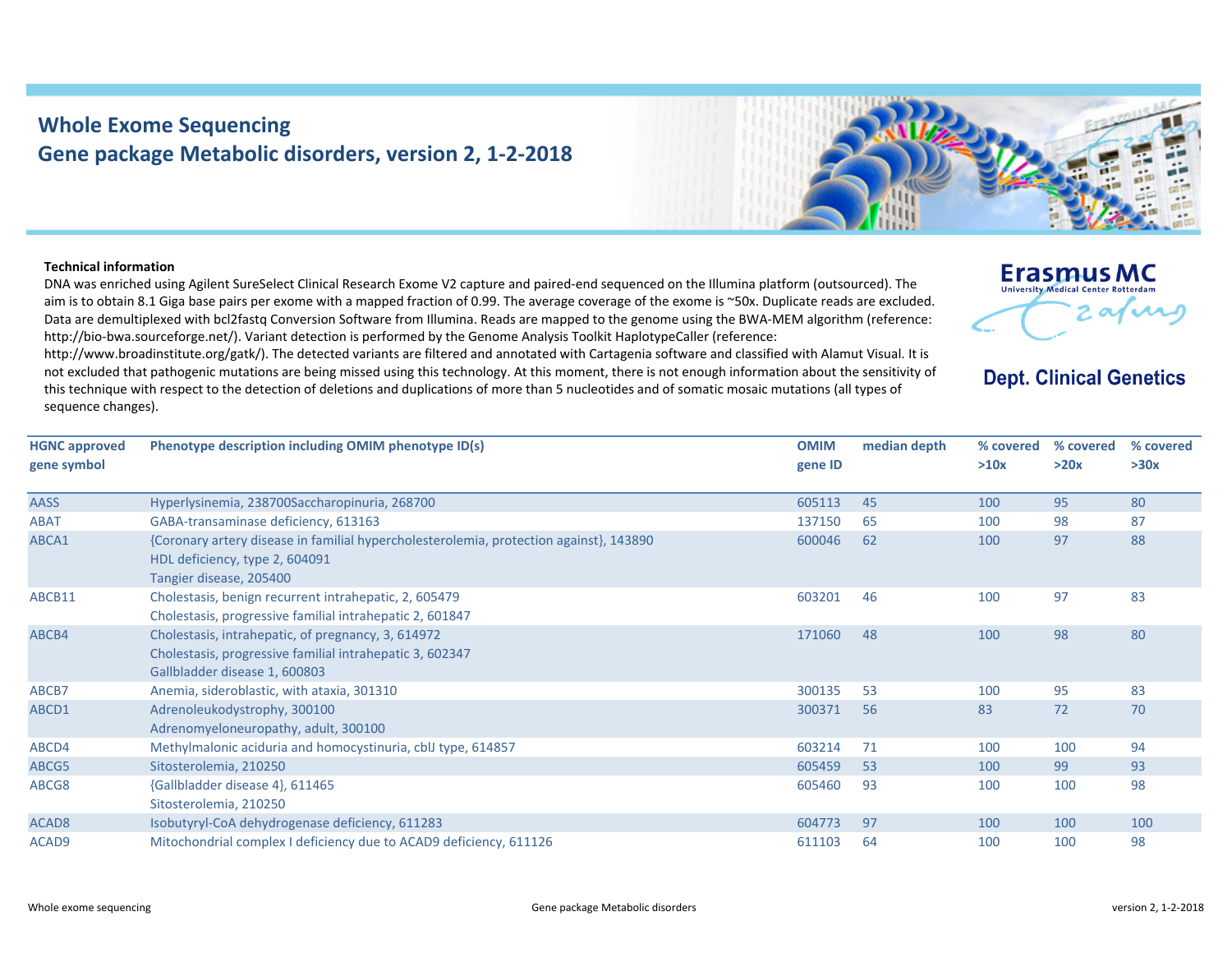# Whole Exome Sequencing
## Gene package Metabolic disorders, version 2, 1-2-2018

Erasmus MC
University Medical Center Rotterdam

**Dept. Clinical Genetics**

**Technical information**

DNA was enriched using Agilent SureSelect Clinical Research Exome V2 capture and paired-end sequenced on the Illumina platform (outsourced). The aim is to obtain 8.1 Giga base pairs per exome with a mapped fraction of 0.99. The average coverage of the exome is ~50x. Duplicate reads are excluded. Data are demultiplexed with bcl2fastq Conversion Software from Illumina. Reads are mapped to the genome using the BWA-MEM algorithm (reference: http://bio-bwa.sourceforge.net/). Variant detection is performed by the Genome Analysis Toolkit HaplotypeCaller (reference: http://www.broadinstitute.org/gatk/). The detected variants are filtered and annotated with Cartagenia software and classified with Alamut Visual. It is not excluded that pathogenic mutations are being missed using this technology. At this moment, there is not enough information about the sensitivity of this technique with respect to the detection of deletions and duplications of more than 5 nucleotides and of somatic mosaic mutations (all types of sequence changes).

| HGNC approved gene symbol | Phenotype description including OMIM phenotype ID(s) | OMIM gene ID | median depth | % covered >10x | % covered >20x | % covered >30x |
|---|---|---|---|---|---|---|
| AASS | Hyperlysinemia, 238700Saccharopinuria, 268700 | 605113 | 45 | 100 | 95 | 80 |
| ABAT | GABA-transaminase deficiency, 613163 | 137150 | 65 | 100 | 98 | 87 |
| ABCA1 | {Coronary artery disease in familial hypercholesterolemia, protection against}, 143890<br>HDL deficiency, type 2, 604091<br>Tangier disease, 205400 | 600046 | 62 | 100 | 97 | 88 |
| ABCB11 | Cholestasis, benign recurrent intrahepatic, 2, 605479<br>Cholestasis, progressive familial intrahepatic 2, 601847 | 603201 | 46 | 100 | 97 | 83 |
| ABCB4 | Cholestasis, intrahepatic, of pregnancy, 3, 614972<br>Cholestasis, progressive familial intrahepatic 3, 602347<br>Gallbladder disease 1, 600803 | 171060 | 48 | 100 | 98 | 80 |
| ABCB7 | Anemia, sideroblastic, with ataxia, 301310 | 300135 | 53 | 100 | 95 | 83 |
| ABCD1 | Adrenoleukodystrophy, 300100<br>Adrenomyeloneuropathy, adult, 300100 | 300371 | 56 | 83 | 72 | 70 |
| ABCD4 | Methylmalonic aciduria and homocystinuria, cblJ type, 614857 | 603214 | 71 | 100 | 100 | 94 |
| ABCG5 | Sitosterolemia, 210250 | 605459 | 53 | 100 | 99 | 93 |
| ABCG8 | {Gallbladder disease 4}, 611465<br>Sitosterolemia, 210250 | 605460 | 93 | 100 | 100 | 98 |
| ACAD8 | Isobutyryl-CoA dehydrogenase deficiency, 611283 | 604773 | 97 | 100 | 100 | 100 |
| ACAD9 | Mitochondrial complex I deficiency due to ACAD9 deficiency, 611126 | 611103 | 64 | 100 | 100 | 98 |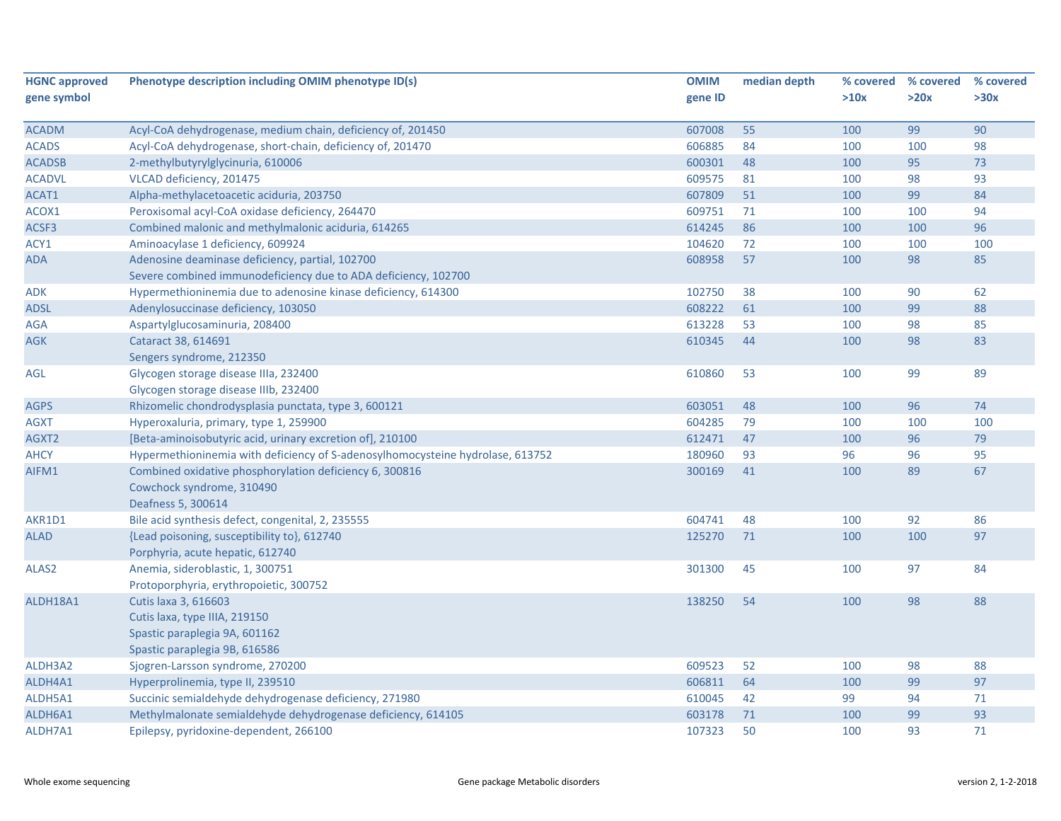| HGNC approved gene symbol | Phenotype description including OMIM phenotype ID(s) | OMIM gene ID | median depth | % covered >10x | % covered >20x | % covered >30x |
|---|---|---|---|---|---|---|
| ACADM | Acyl-CoA dehydrogenase, medium chain, deficiency of, 201450 | 607008 | 55 | 100 | 99 | 90 |
| ACADS | Acyl-CoA dehydrogenase, short-chain, deficiency of, 201470 | 606885 | 84 | 100 | 100 | 98 |
| ACADSB | 2-methylbutyrylglycinuria, 610006 | 600301 | 48 | 100 | 95 | 73 |
| ACADVL | VLCAD deficiency, 201475 | 609575 | 81 | 100 | 98 | 93 |
| ACAT1 | Alpha-methylacetoacetic aciduria, 203750 | 607809 | 51 | 100 | 99 | 84 |
| ACOX1 | Peroxisomal acyl-CoA oxidase deficiency, 264470 | 609751 | 71 | 100 | 100 | 94 |
| ACSF3 | Combined malonic and methylmalonic aciduria, 614265 | 614245 | 86 | 100 | 100 | 96 |
| ACY1 | Aminoacylase 1 deficiency, 609924 | 104620 | 72 | 100 | 100 | 100 |
| ADA | Adenosine deaminase deficiency, partial, 102700<br>Severe combined immunodeficiency due to ADA deficiency, 102700 | 608958 | 57 | 100 | 98 | 85 |
| ADK | Hypermethioninemia due to adenosine kinase deficiency, 614300 | 102750 | 38 | 100 | 90 | 62 |
| ADSL | Adenylosuccinase deficiency, 103050 | 608222 | 61 | 100 | 99 | 88 |
| AGA | Aspartylglucosaminuria, 208400 | 613228 | 53 | 100 | 98 | 85 |
| AGK | Cataract 38, 614691<br>Sengers syndrome, 212350 | 610345 | 44 | 100 | 98 | 83 |
| AGL | Glycogen storage disease IIIa, 232400<br>Glycogen storage disease IIIb, 232400 | 610860 | 53 | 100 | 99 | 89 |
| AGPS | Rhizomelic chondrodysplasia punctata, type 3, 600121 | 603051 | 48 | 100 | 96 | 74 |
| AGXT | Hyperoxaluria, primary, type 1, 259900 | 604285 | 79 | 100 | 100 | 100 |
| AGXT2 | [Beta-aminoisobutyric acid, urinary excretion of], 210100 | 612471 | 47 | 100 | 96 | 79 |
| AHCY | Hypermethioninemia with deficiency of S-adenosylhomocysteine hydrolase, 613752 | 180960 | 93 | 96 | 96 | 95 |
| AIFM1 | Combined oxidative phosphorylation deficiency 6, 300816<br>Cowchock syndrome, 310490<br>Deafness 5, 300614 | 300169 | 41 | 100 | 89 | 67 |
| AKR1D1 | Bile acid synthesis defect, congenital, 2, 235555 | 604741 | 48 | 100 | 92 | 86 |
| ALAD | {Lead poisoning, susceptibility to}, 612740<br>Porphyria, acute hepatic, 612740 | 125270 | 71 | 100 | 100 | 97 |
| ALAS2 | Anemia, sideroblastic, 1, 300751<br>Protoporphyria, erythropoietic, 300752 | 301300 | 45 | 100 | 97 | 84 |
| ALDH18A1 | Cutis laxa 3, 616603<br>Cutis laxa, type IIIA, 219150<br>Spastic paraplegia 9A, 601162<br>Spastic paraplegia 9B, 616586 | 138250 | 54 | 100 | 98 | 88 |
| ALDH3A2 | Sjogren-Larsson syndrome, 270200 | 609523 | 52 | 100 | 98 | 88 |
| ALDH4A1 | Hyperprolinemia, type II, 239510 | 606811 | 64 | 100 | 99 | 97 |
| ALDH5A1 | Succinic semialdehyde dehydrogenase deficiency, 271980 | 610045 | 42 | 99 | 94 | 71 |
| ALDH6A1 | Methylmalonate semialdehyde dehydrogenase deficiency, 614105 | 603178 | 71 | 100 | 99 | 93 |
| ALDH7A1 | Epilepsy, pyridoxine-dependent, 266100 | 107323 | 50 | 100 | 93 | 71 |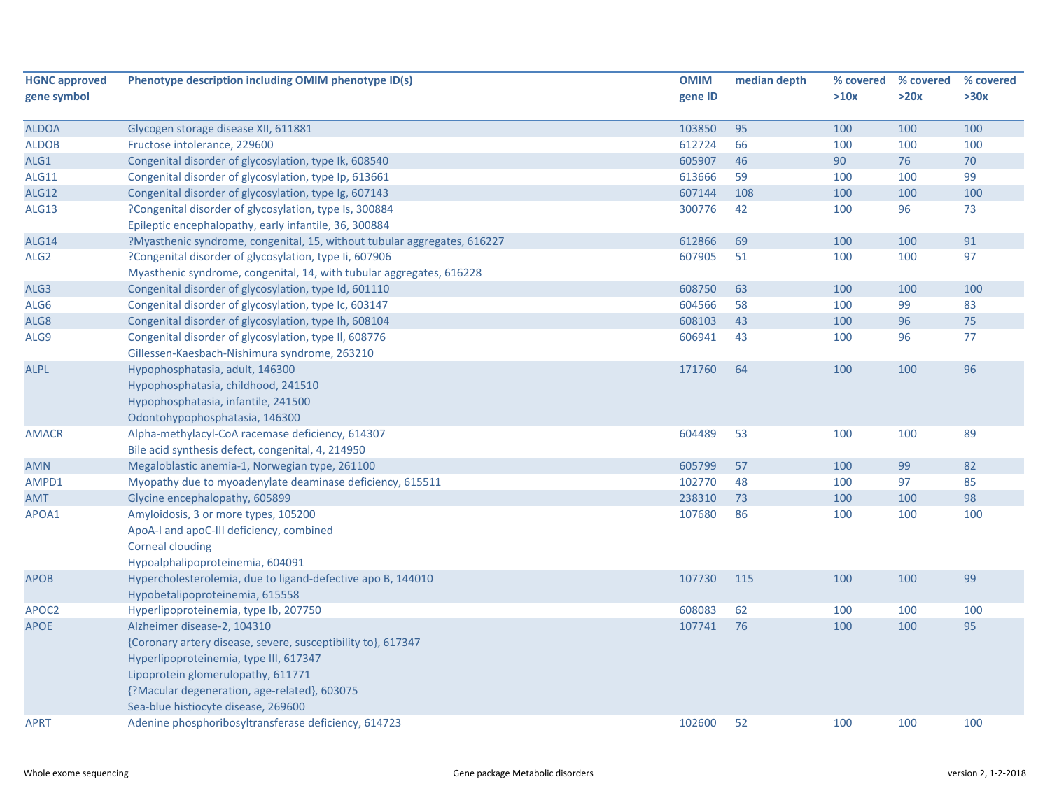| HGNC approved gene symbol | Phenotype description including OMIM phenotype ID(s) | OMIM gene ID | median depth | % covered >10x | % covered >20x | % covered >30x |
|---|---|---|---|---|---|---|
| ALDOA | Glycogen storage disease XII, 611881 | 103850 | 95 | 100 | 100 | 100 |
| ALDOB | Fructose intolerance, 229600 | 612724 | 66 | 100 | 100 | 100 |
| ALG1 | Congenital disorder of glycosylation, type Ik, 608540 | 605907 | 46 | 90 | 76 | 70 |
| ALG11 | Congenital disorder of glycosylation, type Ip, 613661 | 613666 | 59 | 100 | 100 | 99 |
| ALG12 | Congenital disorder of glycosylation, type Ig, 607143 | 607144 | 108 | 100 | 100 | 100 |
| ALG13 | ?Congenital disorder of glycosylation, type Is, 300884<br>Epileptic encephalopathy, early infantile, 36, 300884 | 300776 | 42 | 100 | 96 | 73 |
| ALG14 | ?Myasthenic syndrome, congenital, 15, without tubular aggregates, 616227 | 612866 | 69 | 100 | 100 | 91 |
| ALG2 | ?Congenital disorder of glycosylation, type Ii, 607906<br>Myasthenic syndrome, congenital, 14, with tubular aggregates, 616228 | 607905 | 51 | 100 | 100 | 97 |
| ALG3 | Congenital disorder of glycosylation, type Id, 601110 | 608750 | 63 | 100 | 100 | 100 |
| ALG6 | Congenital disorder of glycosylation, type Ic, 603147 | 604566 | 58 | 100 | 99 | 83 |
| ALG8 | Congenital disorder of glycosylation, type Ih, 608104 | 608103 | 43 | 100 | 96 | 75 |
| ALG9 | Congenital disorder of glycosylation, type Il, 608776<br>Gillessen-Kaesbach-Nishimura syndrome, 263210 | 606941 | 43 | 100 | 96 | 77 |
| ALPL | Hypophosphatasia, adult, 146300<br>Hypophosphatasia, childhood, 241510<br>Hypophosphatasia, infantile, 241500<br>Odontohypophosphatasia, 146300 | 171760 | 64 | 100 | 100 | 96 |
| AMACR | Alpha-methylacyl-CoA racemase deficiency, 614307<br>Bile acid synthesis defect, congenital, 4, 214950 | 604489 | 53 | 100 | 100 | 89 |
| AMN | Megaloblastic anemia-1, Norwegian type, 261100 | 605799 | 57 | 100 | 99 | 82 |
| AMPD1 | Myopathy due to myoadenylate deaminase deficiency, 615511 | 102770 | 48 | 100 | 97 | 85 |
| AMT | Glycine encephalopathy, 605899 | 238310 | 73 | 100 | 100 | 98 |
| APOA1 | Amyloidosis, 3 or more types, 105200<br>ApoA-I and apoC-III deficiency, combined<br>Corneal clouding<br>Hypoalphalipoproteinemia, 604091 | 107680 | 86 | 100 | 100 | 100 |
| APOB | Hypercholesterolemia, due to ligand-defective apo B, 144010<br>Hypobetalipoproteinemia, 615558 | 107730 | 115 | 100 | 100 | 99 |
| APOC2 | Hyperlipoproteinemia, type Ib, 207750 | 608083 | 62 | 100 | 100 | 100 |
| APOE | Alzheimer disease-2, 104310<br>{Coronary artery disease, severe, susceptibility to}, 617347<br>Hyperlipoproteinemia, type III, 617347<br>Lipoprotein glomerulopathy, 611771<br>{?Macular degeneration, age-related}, 603075<br>Sea-blue histiocyte disease, 269600 | 107741 | 76 | 100 | 100 | 95 |
| APRT | Adenine phosphoribosyltransferase deficiency, 614723 | 102600 | 52 | 100 | 100 | 100 |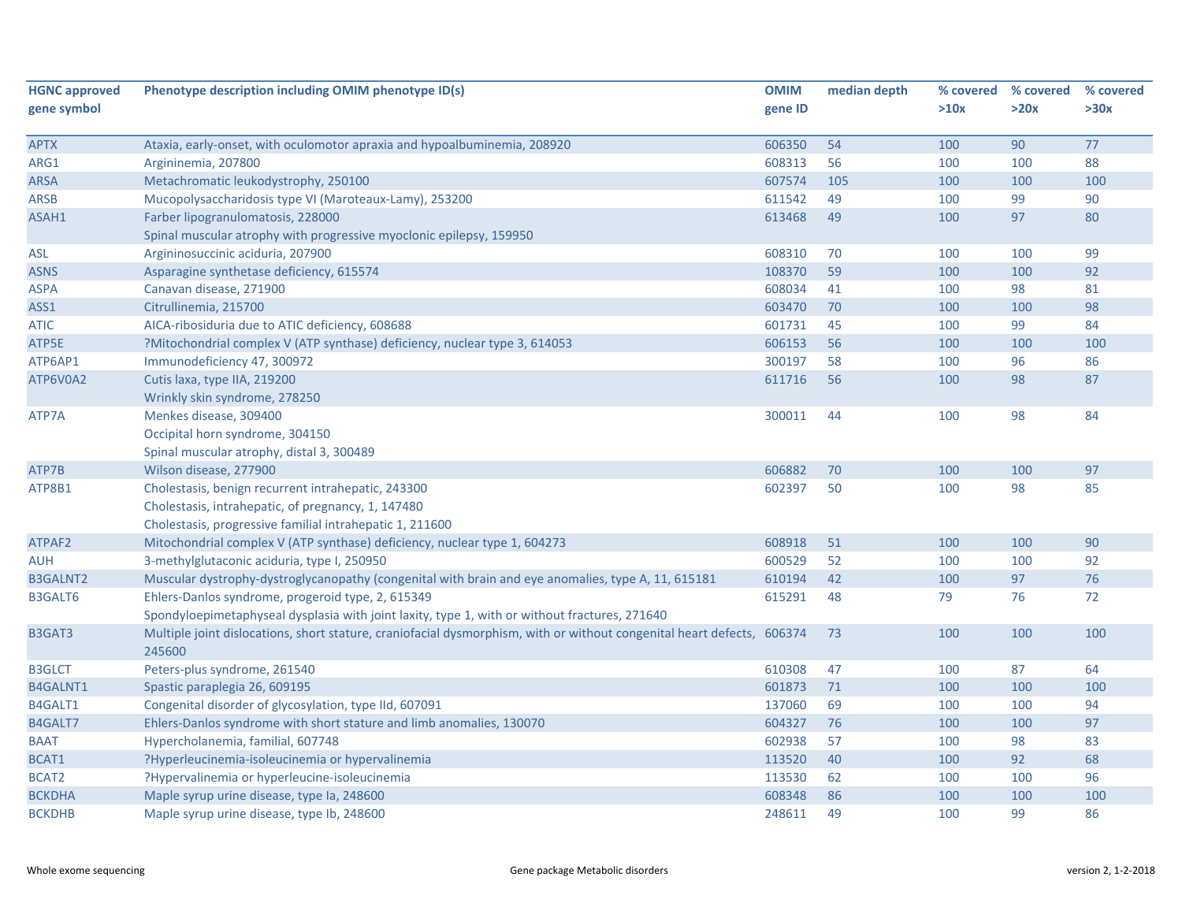| HGNC approved gene symbol | Phenotype description including OMIM phenotype ID(s) | OMIM gene ID | median depth | % covered >10x | % covered >20x | % covered >30x |
|---|---|---|---|---|---|---|
| APTX | Ataxia, early-onset, with oculomotor apraxia and hypoalbuminemia, 208920 | 606350 | 54 | 100 | 90 | 77 |
| ARG1 | Argininemia, 207800 | 608313 | 56 | 100 | 100 | 88 |
| ARSA | Metachromatic leukodystrophy, 250100 | 607574 | 105 | 100 | 100 | 100 |
| ARSB | Mucopolysaccharidosis type VI (Maroteaux-Lamy), 253200 | 611542 | 49 | 100 | 99 | 90 |
| ASAH1 | Farber lipogranulomatosis, 228000<br>Spinal muscular atrophy with progressive myoclonic epilepsy, 159950 | 613468 | 49 | 100 | 97 | 80 |
| ASL | Argininosuccinic aciduria, 207900 | 608310 | 70 | 100 | 100 | 99 |
| ASNS | Asparagine synthetase deficiency, 615574 | 108370 | 59 | 100 | 100 | 92 |
| ASPA | Canavan disease, 271900 | 608034 | 41 | 100 | 98 | 81 |
| ASS1 | Citrullinemia, 215700 | 603470 | 70 | 100 | 100 | 98 |
| ATIC | AICA-ribosiduria due to ATIC deficiency, 608688 | 601731 | 45 | 100 | 99 | 84 |
| ATP5E | ?Mitochondrial complex V (ATP synthase) deficiency, nuclear type 3, 614053 | 606153 | 56 | 100 | 100 | 100 |
| ATP6AP1 | Immunodeficiency 47, 300972 | 300197 | 58 | 100 | 96 | 86 |
| ATP6V0A2 | Cutis laxa, type IIA, 219200<br>Wrinkly skin syndrome, 278250 | 611716 | 56 | 100 | 98 | 87 |
| ATP7A | Menkes disease, 309400<br>Occipital horn syndrome, 304150<br>Spinal muscular atrophy, distal 3, 300489 | 300011 | 44 | 100 | 98 | 84 |
| ATP7B | Wilson disease, 277900 | 606882 | 70 | 100 | 100 | 97 |
| ATP8B1 | Cholestasis, benign recurrent intrahepatic, 243300<br>Cholestasis, intrahepatic, of pregnancy, 1, 147480<br>Cholestasis, progressive familial intrahepatic 1, 211600 | 602397 | 50 | 100 | 98 | 85 |
| ATPAF2 | Mitochondrial complex V (ATP synthase) deficiency, nuclear type 1, 604273 | 608918 | 51 | 100 | 100 | 90 |
| AUH | 3-methylglutaconic aciduria, type I, 250950 | 600529 | 52 | 100 | 100 | 92 |
| B3GALNT2 | Muscular dystrophy-dystroglycanopathy (congenital with brain and eye anomalies, type A, 11, 615181 | 610194 | 42 | 100 | 97 | 76 |
| B3GALT6 | Ehlers-Danlos syndrome, progeroid type, 2, 615349<br>Spondyloepimetaphyseal dysplasia with joint laxity, type 1, with or without fractures, 271640 | 615291 | 48 | 79 | 76 | 72 |
| B3GAT3 | Multiple joint dislocations, short stature, craniofacial dysmorphism, with or without congenital heart defects, 245600 | 606374 | 73 | 100 | 100 | 100 |
| B3GLCT | Peters-plus syndrome, 261540 | 610308 | 47 | 100 | 87 | 64 |
| B4GALNT1 | Spastic paraplegia 26, 609195 | 601873 | 71 | 100 | 100 | 100 |
| B4GALT1 | Congenital disorder of glycosylation, type IId, 607091 | 137060 | 69 | 100 | 100 | 94 |
| B4GALT7 | Ehlers-Danlos syndrome with short stature and limb anomalies, 130070 | 604327 | 76 | 100 | 100 | 97 |
| BAAT | Hypercholanemia, familial, 607748 | 602938 | 57 | 100 | 98 | 83 |
| BCAT1 | ?Hyperleucinemia-isoleucinemia or hypervalinemia | 113520 | 40 | 100 | 92 | 68 |
| BCAT2 | ?Hypervalinemia or hyperleucine-isoleucinemia | 113530 | 62 | 100 | 100 | 96 |
| BCKDHA | Maple syrup urine disease, type Ia, 248600 | 608348 | 86 | 100 | 100 | 100 |
| BCKDHB | Maple syrup urine disease, type Ib, 248600 | 248611 | 49 | 100 | 99 | 86 |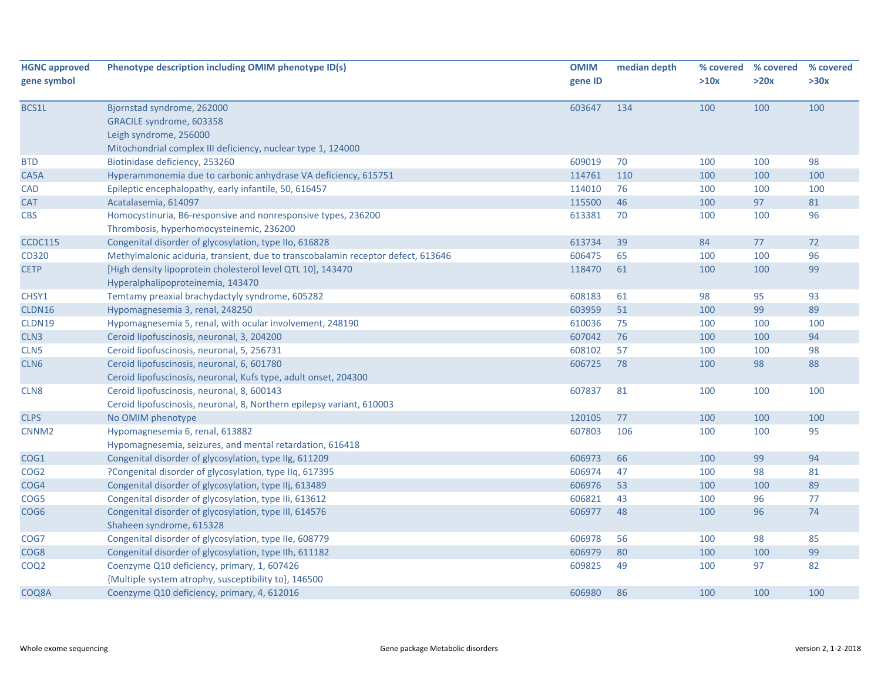| HGNC approved gene symbol | Phenotype description including OMIM phenotype ID(s) | OMIM gene ID | median depth | % covered >10x | % covered >20x | % covered >30x |
|---|---|---|---|---|---|---|
| BCS1L | Bjornstad syndrome, 262000<br>GRACILE syndrome, 603358<br>Leigh syndrome, 256000<br>Mitochondrial complex III deficiency, nuclear type 1, 124000 | 603647 | 134 | 100 | 100 | 100 |
| BTD | Biotinidase deficiency, 253260 | 609019 | 70 | 100 | 100 | 98 |
| CA5A | Hyperammonemia due to carbonic anhydrase VA deficiency, 615751 | 114761 | 110 | 100 | 100 | 100 |
| CAD | Epileptic encephalopathy, early infantile, 50, 616457 | 114010 | 76 | 100 | 100 | 100 |
| CAT | Acatalasemia, 614097 | 115500 | 46 | 100 | 97 | 81 |
| CBS | Homocystinuria, B6-responsive and nonresponsive types, 236200<br>Thrombosis, hyperhomocysteinemic, 236200 | 613381 | 70 | 100 | 100 | 96 |
| CCDC115 | Congenital disorder of glycosylation, type IIo, 616828 | 613734 | 39 | 84 | 77 | 72 |
| CD320 | Methylmalonic aciduria, transient, due to transcobalamin receptor defect, 613646 | 606475 | 65 | 100 | 100 | 96 |
| CETP | [High density lipoprotein cholesterol level QTL 10], 143470<br>Hyperalphalipoproteinemia, 143470 | 118470 | 61 | 100 | 100 | 99 |
| CHSY1 | Temtamy preaxial brachydactyly syndrome, 605282 | 608183 | 61 | 98 | 95 | 93 |
| CLDN16 | Hypomagnesemia 3, renal, 248250 | 603959 | 51 | 100 | 99 | 89 |
| CLDN19 | Hypomagnesemia 5, renal, with ocular involvement, 248190 | 610036 | 75 | 100 | 100 | 100 |
| CLN3 | Ceroid lipofuscinosis, neuronal, 3, 204200 | 607042 | 76 | 100 | 100 | 94 |
| CLN5 | Ceroid lipofuscinosis, neuronal, 5, 256731 | 608102 | 57 | 100 | 100 | 98 |
| CLN6 | Ceroid lipofuscinosis, neuronal, 6, 601780<br>Ceroid lipofuscinosis, neuronal, Kufs type, adult onset, 204300 | 606725 | 78 | 100 | 98 | 88 |
| CLN8 | Ceroid lipofuscinosis, neuronal, 8, 600143<br>Ceroid lipofuscinosis, neuronal, 8, Northern epilepsy variant, 610003 | 607837 | 81 | 100 | 100 | 100 |
| CLPS | No OMIM phenotype | 120105 | 77 | 100 | 100 | 100 |
| CNNM2 | Hypomagnesemia 6, renal, 613882<br>Hypomagnesemia, seizures, and mental retardation, 616418 | 607803 | 106 | 100 | 100 | 95 |
| COG1 | Congenital disorder of glycosylation, type IIg, 611209 | 606973 | 66 | 100 | 99 | 94 |
| COG2 | ?Congenital disorder of glycosylation, type IIq, 617395 | 606974 | 47 | 100 | 98 | 81 |
| COG4 | Congenital disorder of glycosylation, type IIj, 613489 | 606976 | 53 | 100 | 100 | 89 |
| COG5 | Congenital disorder of glycosylation, type IIi, 613612 | 606821 | 43 | 100 | 96 | 77 |
| COG6 | Congenital disorder of glycosylation, type III, 614576<br>Shaheen syndrome, 615328 | 606977 | 48 | 100 | 96 | 74 |
| COG7 | Congenital disorder of glycosylation, type IIe, 608779 | 606978 | 56 | 100 | 98 | 85 |
| COG8 | Congenital disorder of glycosylation, type IIh, 611182 | 606979 | 80 | 100 | 100 | 99 |
| COQ2 | Coenzyme Q10 deficiency, primary, 1, 607426<br>{Multiple system atrophy, susceptibility to}, 146500 | 609825 | 49 | 100 | 97 | 82 |
| COQ8A | Coenzyme Q10 deficiency, primary, 4, 612016 | 606980 | 86 | 100 | 100 | 100 |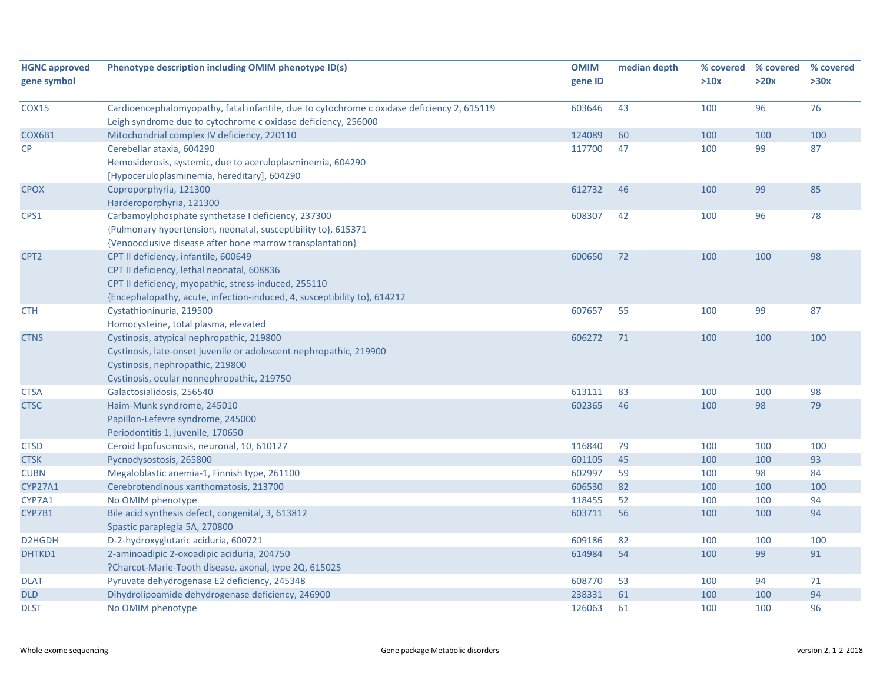| HGNC approved gene symbol | Phenotype description including OMIM phenotype ID(s) | OMIM gene ID | median depth | % covered >10x | % covered >20x | % covered >30x |
|---|---|---|---|---|---|---|
| COX15 | Cardioencephalomyopathy, fatal infantile, due to cytochrome c oxidase deficiency 2, 615119<br>Leigh syndrome due to cytochrome c oxidase deficiency, 256000 | 603646 | 43 | 100 | 96 | 76 |
| COX6B1 | Mitochondrial complex IV deficiency, 220110 | 124089 | 60 | 100 | 100 | 100 |
| CP | Cerebellar ataxia, 604290<br>Hemosiderosis, systemic, due to aceruloplasminemia, 604290<br>[Hypoceruloplasminemia, hereditary], 604290 | 117700 | 47 | 100 | 99 | 87 |
| CPOX | Coproporphyria, 121300<br>Harderoporphyria, 121300 | 612732 | 46 | 100 | 99 | 85 |
| CPS1 | Carbamoylphosphate synthetase I deficiency, 237300<br>{Pulmonary hypertension, neonatal, susceptibility to}, 615371<br>{Venoocclusive disease after bone marrow transplantation} | 608307 | 42 | 100 | 96 | 78 |
| CPT2 | CPT II deficiency, infantile, 600649<br>CPT II deficiency, lethal neonatal, 608836<br>CPT II deficiency, myopathic, stress-induced, 255110<br>{Encephalopathy, acute, infection-induced, 4, susceptibility to}, 614212 | 600650 | 72 | 100 | 100 | 98 |
| CTH | Cystathioninuria, 219500<br>Homocysteine, total plasma, elevated | 607657 | 55 | 100 | 99 | 87 |
| CTNS | Cystinosis, atypical nephropathic, 219800<br>Cystinosis, late-onset juvenile or adolescent nephropathic, 219900<br>Cystinosis, nephropathic, 219800<br>Cystinosis, ocular nonnephropathic, 219750 | 606272 | 71 | 100 | 100 | 100 |
| CTSA | Galactosialidosis, 256540 | 613111 | 83 | 100 | 100 | 98 |
| CTSC | Haim-Munk syndrome, 245010<br>Papillon-Lefevre syndrome, 245000<br>Periodontitis 1, juvenile, 170650 | 602365 | 46 | 100 | 98 | 79 |
| CTSD | Ceroid lipofuscinosis, neuronal, 10, 610127 | 116840 | 79 | 100 | 100 | 100 |
| CTSK | Pycnodysostosis, 265800 | 601105 | 45 | 100 | 100 | 93 |
| CUBN | Megaloblastic anemia-1, Finnish type, 261100 | 602997 | 59 | 100 | 98 | 84 |
| CYP27A1 | Cerebrotendinous xanthomatosis, 213700 | 606530 | 82 | 100 | 100 | 100 |
| CYP7A1 | No OMIM phenotype | 118455 | 52 | 100 | 100 | 94 |
| CYP7B1 | Bile acid synthesis defect, congenital, 3, 613812<br>Spastic paraplegia 5A, 270800 | 603711 | 56 | 100 | 100 | 94 |
| D2HGDH | D-2-hydroxyglutaric aciduria, 600721 | 609186 | 82 | 100 | 100 | 100 |
| DHTKD1 | 2-aminoadipic 2-oxoadipic aciduria, 204750<br>?Charcot-Marie-Tooth disease, axonal, type 2Q, 615025 | 614984 | 54 | 100 | 99 | 91 |
| DLAT | Pyruvate dehydrogenase E2 deficiency, 245348 | 608770 | 53 | 100 | 94 | 71 |
| DLD | Dihydrolipoamide dehydrogenase deficiency, 246900 | 238331 | 61 | 100 | 100 | 94 |
| DLST | No OMIM phenotype | 126063 | 61 | 100 | 100 | 96 |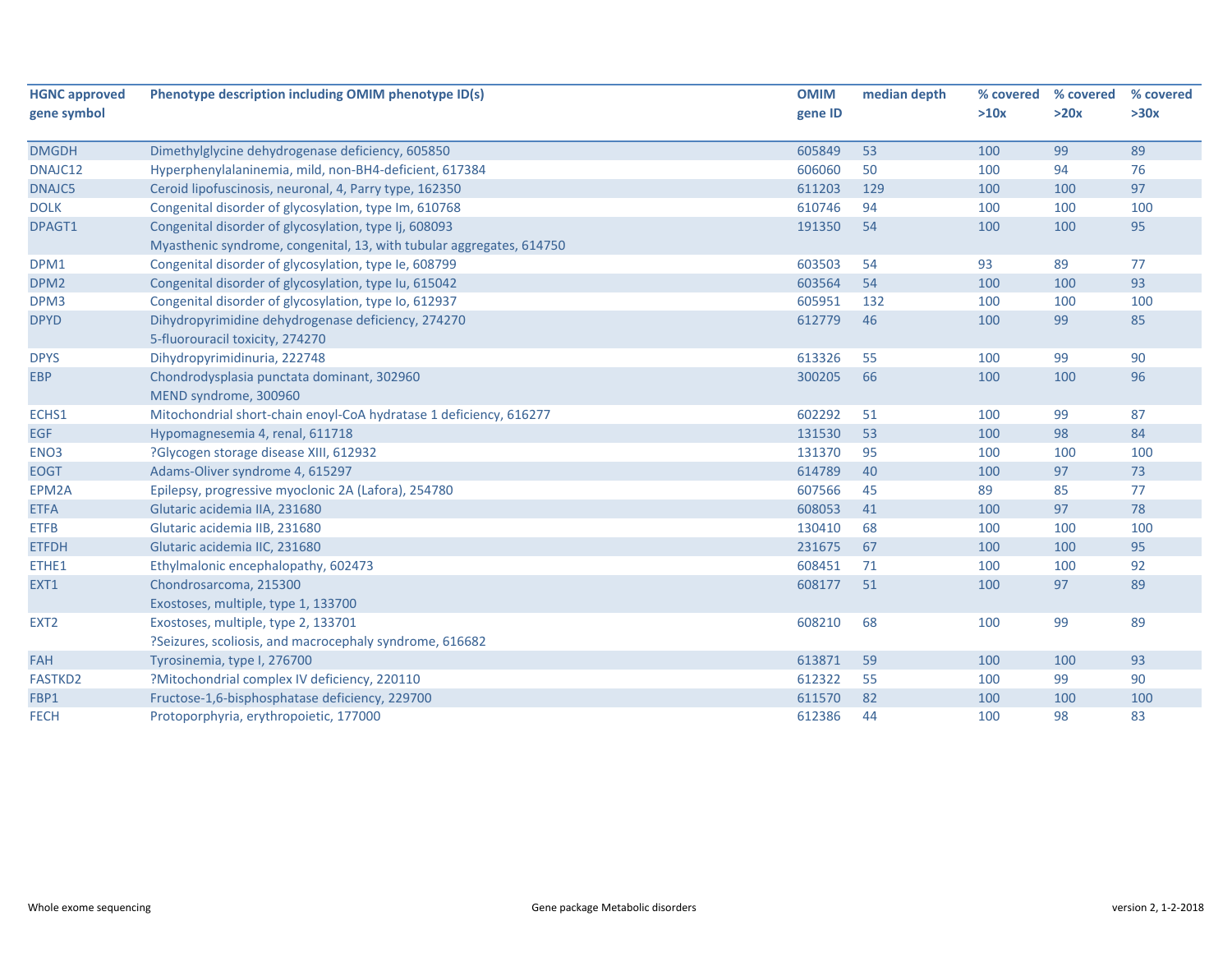| HGNC approved gene symbol | Phenotype description including OMIM phenotype ID(s) | OMIM gene ID | median depth | % covered >10x | % covered >20x | % covered >30x |
|---|---|---|---|---|---|---|
| DMGDH | Dimethylglycine dehydrogenase deficiency, 605850 | 605849 | 53 | 100 | 99 | 89 |
| DNAJC12 | Hyperphenylalaninemia, mild, non-BH4-deficient, 617384 | 606060 | 50 | 100 | 94 | 76 |
| DNAJC5 | Ceroid lipofuscinosis, neuronal, 4, Parry type, 162350 | 611203 | 129 | 100 | 100 | 97 |
| DOLK | Congenital disorder of glycosylation, type Im, 610768 | 610746 | 94 | 100 | 100 | 100 |
| DPAGT1 | Congenital disorder of glycosylation, type Ij, 608093<br>Myasthenic syndrome, congenital, 13, with tubular aggregates, 614750 | 191350 | 54 | 100 | 100 | 95 |
| DPM1 | Congenital disorder of glycosylation, type Ie, 608799 | 603503 | 54 | 93 | 89 | 77 |
| DPM2 | Congenital disorder of glycosylation, type Iu, 615042 | 603564 | 54 | 100 | 100 | 93 |
| DPM3 | Congenital disorder of glycosylation, type Io, 612937 | 605951 | 132 | 100 | 100 | 100 |
| DPYD | Dihydropyrimidine dehydrogenase deficiency, 274270<br>5-fluorouracil toxicity, 274270 | 612779 | 46 | 100 | 99 | 85 |
| DPYS | Dihydropyrimidinuria, 222748 | 613326 | 55 | 100 | 99 | 90 |
| EBP | Chondrodysplasia punctata dominant, 302960<br>MEND syndrome, 300960 | 300205 | 66 | 100 | 100 | 96 |
| ECHS1 | Mitochondrial short-chain enoyl-CoA hydratase 1 deficiency, 616277 | 602292 | 51 | 100 | 99 | 87 |
| EGF | Hypomagnesemia 4, renal, 611718 | 131530 | 53 | 100 | 98 | 84 |
| ENO3 | ?Glycogen storage disease XIII, 612932 | 131370 | 95 | 100 | 100 | 100 |
| EOGT | Adams-Oliver syndrome 4, 615297 | 614789 | 40 | 100 | 97 | 73 |
| EPM2A | Epilepsy, progressive myoclonic 2A (Lafora), 254780 | 607566 | 45 | 89 | 85 | 77 |
| ETFA | Glutaric acidemia IIA, 231680 | 608053 | 41 | 100 | 97 | 78 |
| ETFB | Glutaric acidemia IIB, 231680 | 130410 | 68 | 100 | 100 | 100 |
| ETFDH | Glutaric acidemia IIC, 231680 | 231675 | 67 | 100 | 100 | 95 |
| ETHE1 | Ethylmalonic encephalopathy, 602473 | 608451 | 71 | 100 | 100 | 92 |
| EXT1 | Chondrosarcoma, 215300<br>Exostoses, multiple, type 1, 133700 | 608177 | 51 | 100 | 97 | 89 |
| EXT2 | Exostoses, multiple, type 2, 133701<br>?Seizures, scoliosis, and macrocephaly syndrome, 616682 | 608210 | 68 | 100 | 99 | 89 |
| FAH | Tyrosinemia, type I, 276700 | 613871 | 59 | 100 | 100 | 93 |
| FASTKD2 | ?Mitochondrial complex IV deficiency, 220110 | 612322 | 55 | 100 | 99 | 90 |
| FBP1 | Fructose-1,6-bisphosphatase deficiency, 229700 | 611570 | 82 | 100 | 100 | 100 |
| FECH | Protoporphyria, erythropoietic, 177000 | 612386 | 44 | 100 | 98 | 83 |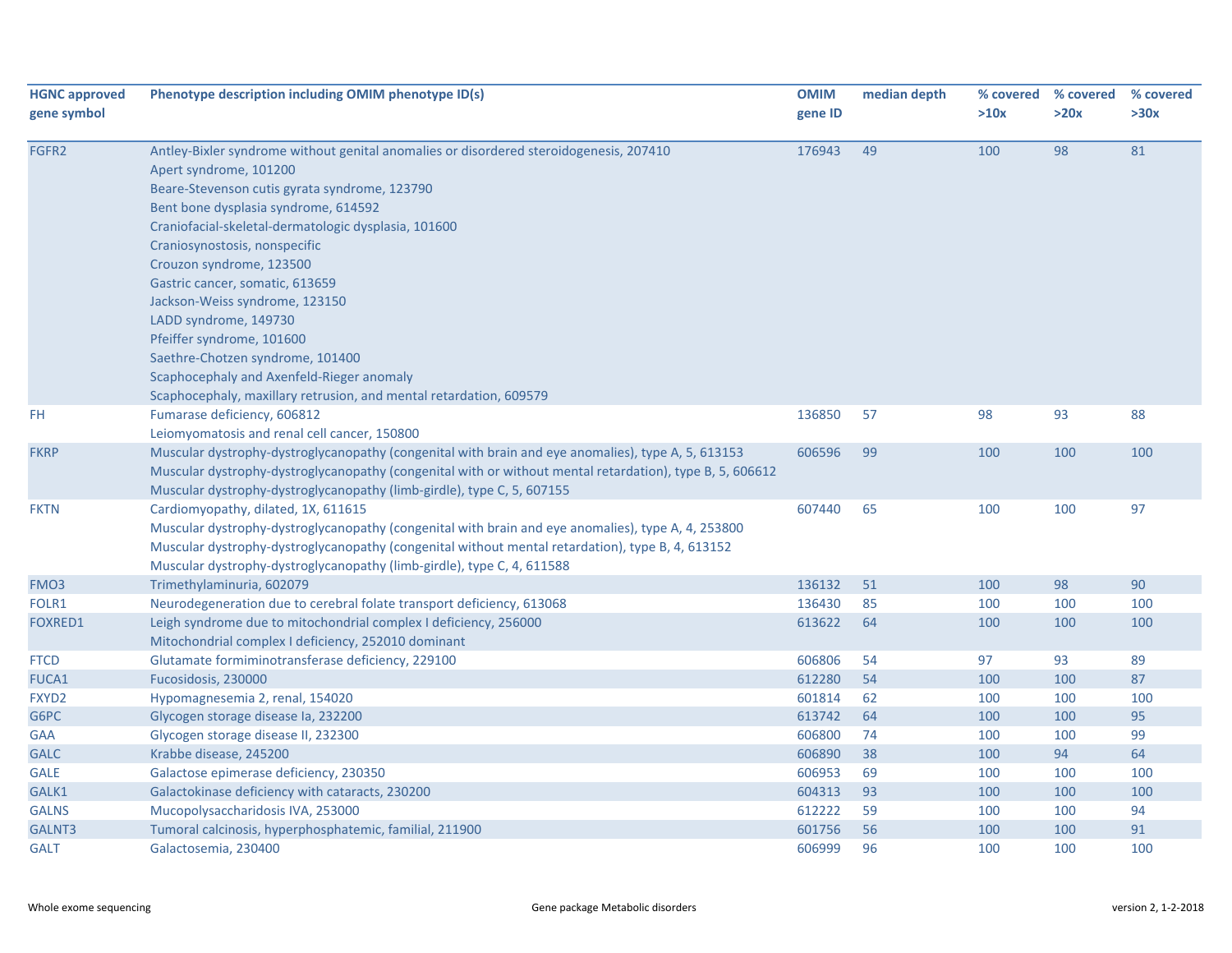| HGNC approved gene symbol | Phenotype description including OMIM phenotype ID(s) | OMIM gene ID | median depth | % covered >10x | % covered >20x | % covered >30x |
|---|---|---|---|---|---|---|
| FGFR2 | Antley-Bixler syndrome without genital anomalies or disordered steroidogenesis, 207410<br>Apert syndrome, 101200<br>Beare-Stevenson cutis gyrata syndrome, 123790<br>Bent bone dysplasia syndrome, 614592<br>Craniofacial-skeletal-dermatologic dysplasia, 101600<br>Craniosynostosis, nonspecific<br>Crouzon syndrome, 123500<br>Gastric cancer, somatic, 613659<br>Jackson-Weiss syndrome, 123150<br>LADD syndrome, 149730<br>Pfeiffer syndrome, 101600<br>Saethre-Chotzen syndrome, 101400<br>Scaphocephaly and Axenfeld-Rieger anomaly<br>Scaphocephaly, maxillary retrusion, and mental retardation, 609579 | 176943 | 49 | 100 | 98 | 81 |
| FH | Fumarase deficiency, 606812<br>Leiomyomatosis and renal cell cancer, 150800 | 136850 | 57 | 98 | 93 | 88 |
| FKRP | Muscular dystrophy-dystroglycanopathy (congenital with brain and eye anomalies), type A, 5, 613153<br>Muscular dystrophy-dystroglycanopathy (congenital with or without mental retardation), type B, 5, 606612<br>Muscular dystrophy-dystroglycanopathy (limb-girdle), type C, 5, 607155 | 606596 | 99 | 100 | 100 | 100 |
| FKTN | Cardiomyopathy, dilated, 1X, 611615<br>Muscular dystrophy-dystroglycanopathy (congenital with brain and eye anomalies), type A, 4, 253800<br>Muscular dystrophy-dystroglycanopathy (congenital without mental retardation), type B, 4, 613152<br>Muscular dystrophy-dystroglycanopathy (limb-girdle), type C, 4, 611588 | 607440 | 65 | 100 | 100 | 97 |
| FMO3 | Trimethylaminuria, 602079 | 136132 | 51 | 100 | 98 | 90 |
| FOLR1 | Neurodegeneration due to cerebral folate transport deficiency, 613068 | 136430 | 85 | 100 | 100 | 100 |
| FOXRED1 | Leigh syndrome due to mitochondrial complex I deficiency, 256000<br>Mitochondrial complex I deficiency, 252010 dominant | 613622 | 64 | 100 | 100 | 100 |
| FTCD | Glutamate formiminotransferase deficiency, 229100 | 606806 | 54 | 97 | 93 | 89 |
| FUCA1 | Fucosidosis, 230000 | 612280 | 54 | 100 | 100 | 87 |
| FXYD2 | Hypomagnesemia 2, renal, 154020 | 601814 | 62 | 100 | 100 | 100 |
| G6PC | Glycogen storage disease Ia, 232200 | 613742 | 64 | 100 | 100 | 95 |
| GAA | Glycogen storage disease II, 232300 | 606800 | 74 | 100 | 100 | 99 |
| GALC | Krabbe disease, 245200 | 606890 | 38 | 100 | 94 | 64 |
| GALE | Galactose epimerase deficiency, 230350 | 606953 | 69 | 100 | 100 | 100 |
| GALK1 | Galactokinase deficiency with cataracts, 230200 | 604313 | 93 | 100 | 100 | 100 |
| GALNS | Mucopolysaccharidosis IVA, 253000 | 612222 | 59 | 100 | 100 | 94 |
| GALNT3 | Tumoral calcinosis, hyperphosphatemic, familial, 211900 | 601756 | 56 | 100 | 100 | 91 |
| GALT | Galactosemia, 230400 | 606999 | 96 | 100 | 100 | 100 |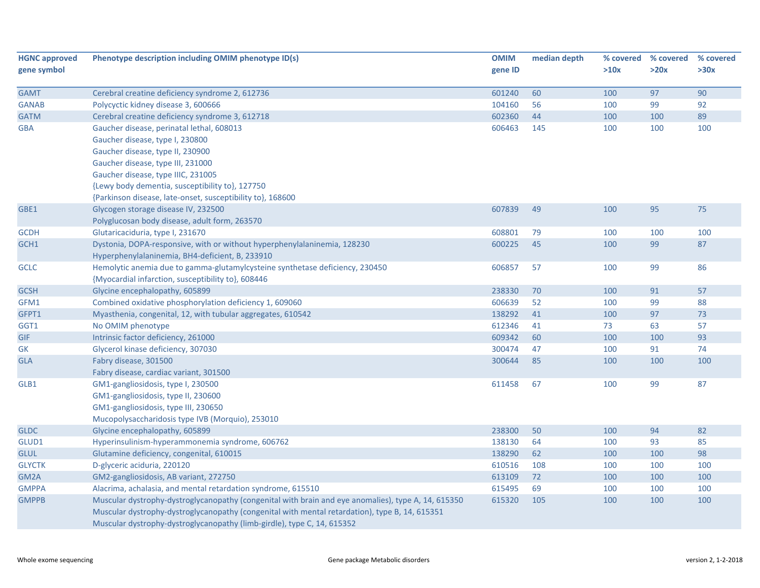| HGNC approved gene symbol | Phenotype description including OMIM phenotype ID(s) | OMIM gene ID | median depth | % covered >10x | % covered >20x | % covered >30x |
|---|---|---|---|---|---|---|
| GAMT | Cerebral creatine deficiency syndrome 2, 612736 | 601240 | 60 | 100 | 97 | 90 |
| GANAB | Polycyctic kidney disease 3, 600666 | 104160 | 56 | 100 | 99 | 92 |
| GATM | Cerebral creatine deficiency syndrome 3, 612718 | 602360 | 44 | 100 | 100 | 89 |
| GBA | Gaucher disease, perinatal lethal, 608013<br>Gaucher disease, type I, 230800<br>Gaucher disease, type II, 230900<br>Gaucher disease, type III, 231000<br>Gaucher disease, type IIIC, 231005<br>{Lewy body dementia, susceptibility to}, 127750<br>{Parkinson disease, late-onset, susceptibility to}, 168600 | 606463 | 145 | 100 | 100 | 100 |
| GBE1 | Glycogen storage disease IV, 232500<br>Polyglucosan body disease, adult form, 263570 | 607839 | 49 | 100 | 95 | 75 |
| GCDH | Glutaricaciduria, type I, 231670 | 608801 | 79 | 100 | 100 | 100 |
| GCH1 | Dystonia, DOPA-responsive, with or without hyperphenylalaninemia, 128230<br>Hyperphenylalaninemia, BH4-deficient, B, 233910 | 600225 | 45 | 100 | 99 | 87 |
| GCLC | Hemolytic anemia due to gamma-glutamylcysteine synthetase deficiency, 230450<br>{Myocardial infarction, susceptibility to}, 608446 | 606857 | 57 | 100 | 99 | 86 |
| GCSH | Glycine encephalopathy, 605899 | 238330 | 70 | 100 | 91 | 57 |
| GFM1 | Combined oxidative phosphorylation deficiency 1, 609060 | 606639 | 52 | 100 | 99 | 88 |
| GFPT1 | Myasthenia, congenital, 12, with tubular aggregates, 610542 | 138292 | 41 | 100 | 97 | 73 |
| GGT1 | No OMIM phenotype | 612346 | 41 | 73 | 63 | 57 |
| GIF | Intrinsic factor deficiency, 261000 | 609342 | 60 | 100 | 100 | 93 |
| GK | Glycerol kinase deficiency, 307030 | 300474 | 47 | 100 | 91 | 74 |
| GLA | Fabry disease, 301500<br>Fabry disease, cardiac variant, 301500 | 300644 | 85 | 100 | 100 | 100 |
| GLB1 | GM1-gangliosidosis, type I, 230500<br>GM1-gangliosidosis, type II, 230600<br>GM1-gangliosidosis, type III, 230650<br>Mucopolysaccharidosis type IVB (Morquio), 253010 | 611458 | 67 | 100 | 99 | 87 |
| GLDC | Glycine encephalopathy, 605899 | 238300 | 50 | 100 | 94 | 82 |
| GLUD1 | Hyperinsulinism-hyperammonemia syndrome, 606762 | 138130 | 64 | 100 | 93 | 85 |
| GLUL | Glutamine deficiency, congenital, 610015 | 138290 | 62 | 100 | 100 | 98 |
| GLYCTK | D-glyceric aciduria, 220120 | 610516 | 108 | 100 | 100 | 100 |
| GM2A | GM2-gangliosidosis, AB variant, 272750 | 613109 | 72 | 100 | 100 | 100 |
| GMPPA | Alacrima, achalasia, and mental retardation syndrome, 615510 | 615495 | 69 | 100 | 100 | 100 |
| GMPPB | Muscular dystrophy-dystroglycanopathy (congenital with brain and eye anomalies), type A, 14, 615350<br>Muscular dystrophy-dystroglycanopathy (congenital with mental retardation), type B, 14, 615351<br>Muscular dystrophy-dystroglycanopathy (limb-girdle), type C, 14, 615352 | 615320 | 105 | 100 | 100 | 100 |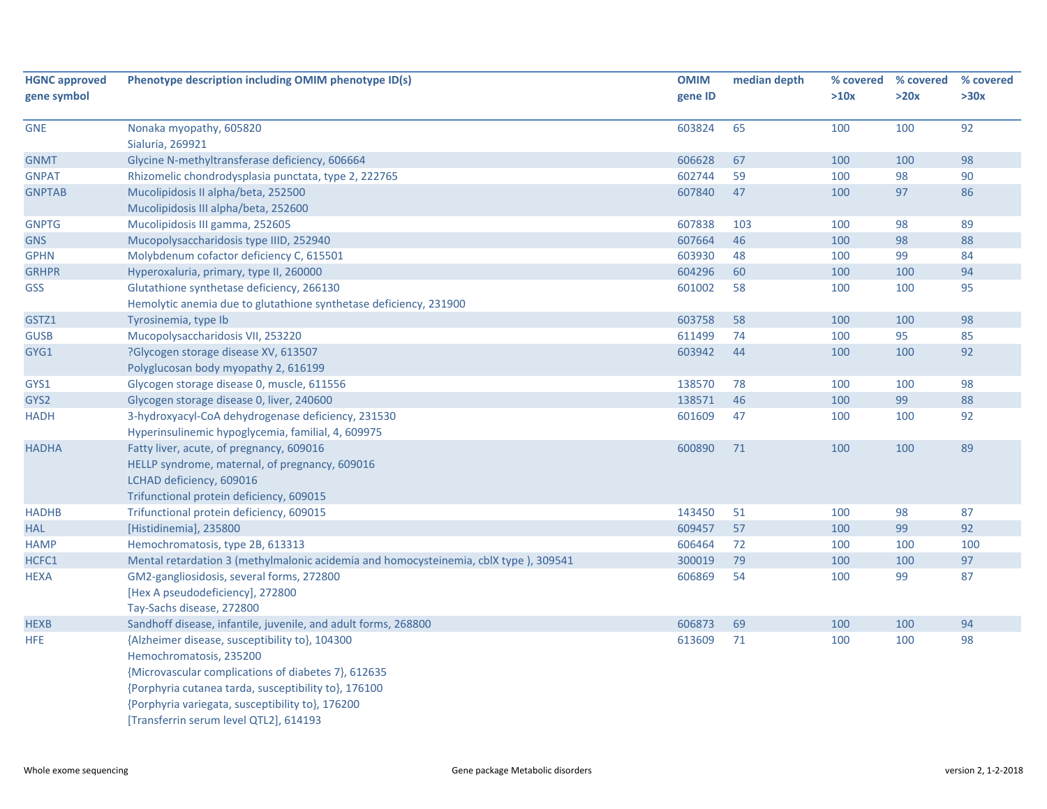| HGNC approved gene symbol | Phenotype description including OMIM phenotype ID(s) | OMIM gene ID | median depth | % covered >10x | % covered >20x | % covered >30x |
|---|---|---|---|---|---|---|
| GNE | Nonaka myopathy, 605820<br>Sialuria, 269921 | 603824 | 65 | 100 | 100 | 92 |
| GNMT | Glycine N-methyltransferase deficiency, 606664 | 606628 | 67 | 100 | 100 | 98 |
| GNPAT | Rhizomelic chondrodysplasia punctata, type 2, 222765 | 602744 | 59 | 100 | 98 | 90 |
| GNPTAB | Mucolipidosis II alpha/beta, 252500<br>Mucolipidosis III alpha/beta, 252600 | 607840 | 47 | 100 | 97 | 86 |
| GNPTG | Mucolipidosis III gamma, 252605 | 607838 | 103 | 100 | 98 | 89 |
| GNS | Mucopolysaccharidosis type IIID, 252940 | 607664 | 46 | 100 | 98 | 88 |
| GPHN | Molybdenum cofactor deficiency C, 615501 | 603930 | 48 | 100 | 99 | 84 |
| GRHPR | Hyperoxaluria, primary, type II, 260000 | 604296 | 60 | 100 | 100 | 94 |
| GSS | Glutathione synthetase deficiency, 266130<br>Hemolytic anemia due to glutathione synthetase deficiency, 231900 | 601002 | 58 | 100 | 100 | 95 |
| GSTZ1 | Tyrosinemia, type Ib | 603758 | 58 | 100 | 100 | 98 |
| GUSB | Mucopolysaccharidosis VII, 253220 | 611499 | 74 | 100 | 95 | 85 |
| GYG1 | ?Glycogen storage disease XV, 613507<br>Polyglucosan body myopathy 2, 616199 | 603942 | 44 | 100 | 100 | 92 |
| GYS1 | Glycogen storage disease 0, muscle, 611556 | 138570 | 78 | 100 | 100 | 98 |
| GYS2 | Glycogen storage disease 0, liver, 240600 | 138571 | 46 | 100 | 99 | 88 |
| HADH | 3-hydroxyacyl-CoA dehydrogenase deficiency, 231530<br>Hyperinsulinemic hypoglycemia, familial, 4, 609975 | 601609 | 47 | 100 | 100 | 92 |
| HADHA | Fatty liver, acute, of pregnancy, 609016<br>HELLP syndrome, maternal, of pregnancy, 609016<br>LCHAD deficiency, 609016<br>Trifunctional protein deficiency, 609015 | 600890 | 71 | 100 | 100 | 89 |
| HADHB | Trifunctional protein deficiency, 609015 | 143450 | 51 | 100 | 98 | 87 |
| HAL | [Histidinemia], 235800 | 609457 | 57 | 100 | 99 | 92 |
| HAMP | Hemochromatosis, type 2B, 613313 | 606464 | 72 | 100 | 100 | 100 |
| HCFC1 | Mental retardation 3 (methylmalonic acidemia and homocysteinemia, cblX type ), 309541 | 300019 | 79 | 100 | 100 | 97 |
| HEXA | GM2-gangliosidosis, several forms, 272800<br>[Hex A pseudodeficiency], 272800<br>Tay-Sachs disease, 272800 | 606869 | 54 | 100 | 99 | 87 |
| HEXB | Sandhoff disease, infantile, juvenile, and adult forms, 268800 | 606873 | 69 | 100 | 100 | 94 |
| HFE | {Alzheimer disease, susceptibility to}, 104300<br>Hemochromatosis, 235200<br>{Microvascular complications of diabetes 7}, 612635<br>{Porphyria cutanea tarda, susceptibility to}, 176100<br>{Porphyria variegata, susceptibility to}, 176200<br>[Transferrin serum level QTL2], 614193 | 613609 | 71 | 100 | 100 | 98 |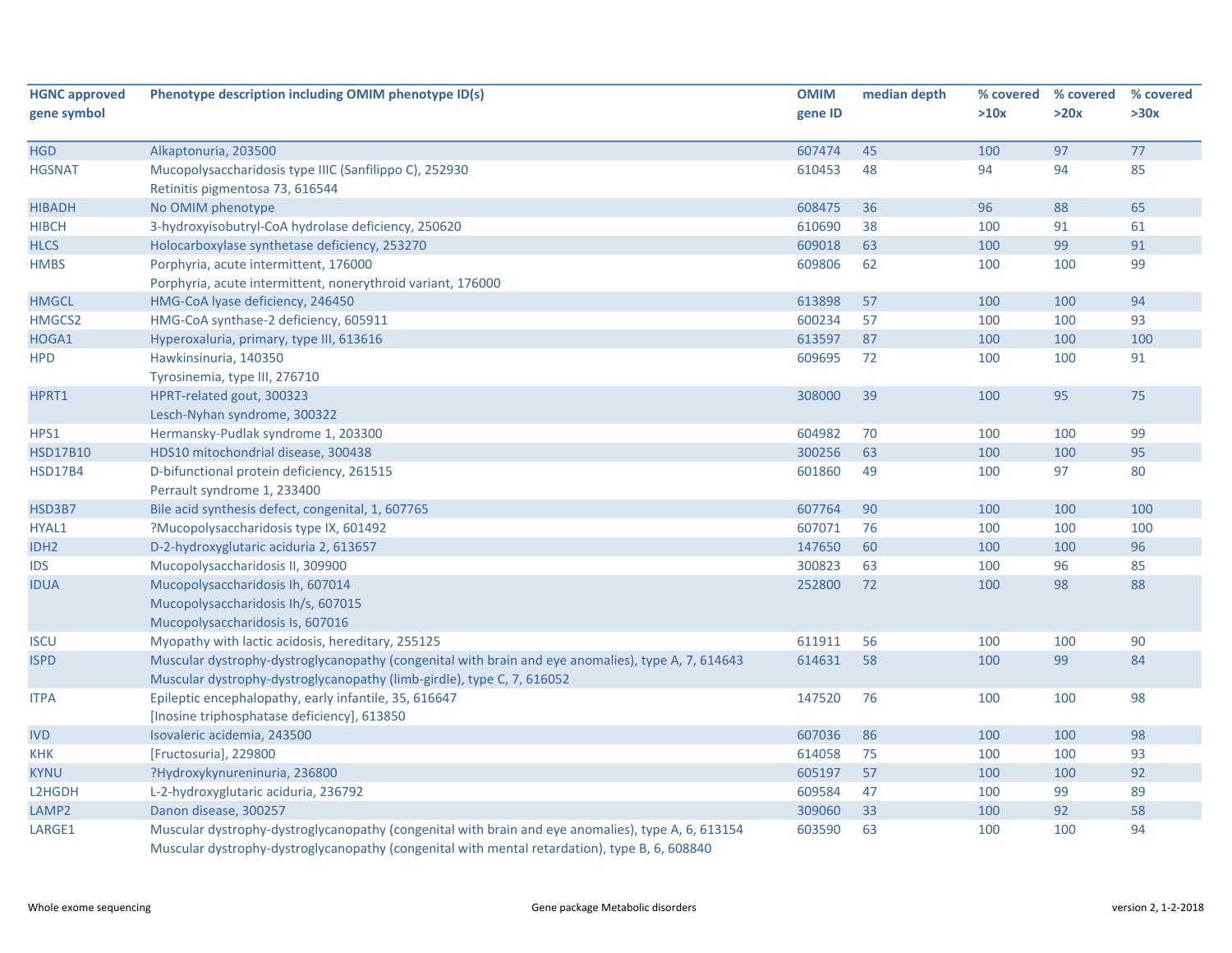| HGNC approved gene symbol | Phenotype description including OMIM phenotype ID(s) | OMIM gene ID | median depth | % covered >10x | % covered >20x | % covered >30x |
|---|---|---|---|---|---|---|
| HGD | Alkaptonuria, 203500 | 607474 | 45 | 100 | 97 | 77 |
| HGSNAT | Mucopolysaccharidosis type IIIC (Sanfilippo C), 252930<br>Retinitis pigmentosa 73, 616544 | 610453 | 48 | 94 | 94 | 85 |
| HIBADH | No OMIM phenotype | 608475 | 36 | 96 | 88 | 65 |
| HIBCH | 3-hydroxyisobutyryl-CoA hydrolase deficiency, 250620 | 610690 | 38 | 100 | 91 | 61 |
| HLCS | Holocarboxylase synthetase deficiency, 253270 | 609018 | 63 | 100 | 99 | 91 |
| HMBS | Porphyria, acute intermittent, 176000<br>Porphyria, acute intermittent, nonerythroid variant, 176000 | 609806 | 62 | 100 | 100 | 99 |
| HMGCL | HMG-CoA lyase deficiency, 246450 | 613898 | 57 | 100 | 100 | 94 |
| HMGCS2 | HMG-CoA synthase-2 deficiency, 605911 | 600234 | 57 | 100 | 100 | 93 |
| HOGA1 | Hyperoxaluria, primary, type III, 613616 | 613597 | 87 | 100 | 100 | 100 |
| HPD | Hawkinsinuria, 140350<br>Tyrosinemia, type III, 276710 | 609695 | 72 | 100 | 100 | 91 |
| HPRT1 | HPRT-related gout, 300323<br>Lesch-Nyhan syndrome, 300322 | 308000 | 39 | 100 | 95 | 75 |
| HPS1 | Hermansky-Pudlak syndrome 1, 203300 | 604982 | 70 | 100 | 100 | 99 |
| HSD17B10 | HDS10 mitochondrial disease, 300438 | 300256 | 63 | 100 | 100 | 95 |
| HSD17B4 | D-bifunctional protein deficiency, 261515<br>Perrault syndrome 1, 233400 | 601860 | 49 | 100 | 97 | 80 |
| HSD3B7 | Bile acid synthesis defect, congenital, 1, 607765 | 607764 | 90 | 100 | 100 | 100 |
| HYAL1 | ?Mucopolysaccharidosis type IX, 601492 | 607071 | 76 | 100 | 100 | 100 |
| IDH2 | D-2-hydroxyglutaric aciduria 2, 613657 | 147650 | 60 | 100 | 100 | 96 |
| IDS | Mucopolysaccharidosis II, 309900 | 300823 | 63 | 100 | 96 | 85 |
| IDUA | Mucopolysaccharidosis Ih, 607014<br>Mucopolysaccharidosis Ih/s, 607015<br>Mucopolysaccharidosis Is, 607016 | 252800 | 72 | 100 | 98 | 88 |
| ISCU | Myopathy with lactic acidosis, hereditary, 255125 | 611911 | 56 | 100 | 100 | 90 |
| ISPD | Muscular dystrophy-dystroglycanopathy (congenital with brain and eye anomalies), type A, 7, 614643<br>Muscular dystrophy-dystroglycanopathy (limb-girdle), type C, 7, 616052 | 614631 | 58 | 100 | 99 | 84 |
| ITPA | Epileptic encephalopathy, early infantile, 35, 616647<br>[Inosine triphosphatase deficiency], 613850 | 147520 | 76 | 100 | 100 | 98 |
| IVD | Isovaleric acidemia, 243500 | 607036 | 86 | 100 | 100 | 98 |
| KHK | [Fructosuria], 229800 | 614058 | 75 | 100 | 100 | 93 |
| KYNU | ?Hydroxykynureninuria, 236800 | 605197 | 57 | 100 | 100 | 92 |
| L2HGDH | L-2-hydroxyglutaric aciduria, 236792 | 609584 | 47 | 100 | 99 | 89 |
| LAMP2 | Danon disease, 300257 | 309060 | 33 | 100 | 92 | 58 |
| LARGE1 | Muscular dystrophy-dystroglycanopathy (congenital with brain and eye anomalies), type A, 6, 613154<br>Muscular dystrophy-dystroglycanopathy (congenital with mental retardation), type B, 6, 608840 | 603590 | 63 | 100 | 100 | 94 |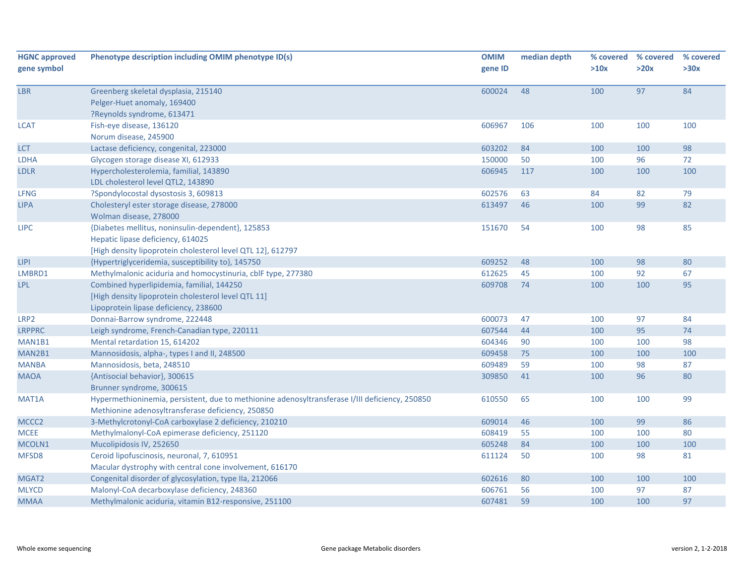| HGNC approved gene symbol | Phenotype description including OMIM phenotype ID(s) | OMIM gene ID | median depth | % covered >10x | % covered >20x | % covered >30x |
|---|---|---|---|---|---|---|
| LBR | Greenberg skeletal dysplasia, 215140<br>Pelger-Huet anomaly, 169400<br>?Reynolds syndrome, 613471 | 600024 | 48 | 100 | 97 | 84 |
| LCAT | Fish-eye disease, 136120<br>Norum disease, 245900 | 606967 | 106 | 100 | 100 | 100 |
| LCT | Lactase deficiency, congenital, 223000 | 603202 | 84 | 100 | 100 | 98 |
| LDHA | Glycogen storage disease XI, 612933 | 150000 | 50 | 100 | 96 | 72 |
| LDLR | Hypercholesterolemia, familial, 143890<br>LDL cholesterol level QTL2, 143890 | 606945 | 117 | 100 | 100 | 100 |
| LFNG | ?Spondylocostal dysostosis 3, 609813 | 602576 | 63 | 84 | 82 | 79 |
| LIPA | Cholesteryl ester storage disease, 278000<br>Wolman disease, 278000 | 613497 | 46 | 100 | 99 | 82 |
| LIPC | {Diabetes mellitus, noninsulin-dependent}, 125853<br>Hepatic lipase deficiency, 614025<br>[High density lipoprotein cholesterol level QTL 12], 612797 | 151670 | 54 | 100 | 98 | 85 |
| LIPI | {Hypertriglyceridemia, susceptibility to}, 145750 | 609252 | 48 | 100 | 98 | 80 |
| LMBRD1 | Methylmalonic aciduria and homocystinuria, cblF type, 277380 | 612625 | 45 | 100 | 92 | 67 |
| LPL | Combined hyperlipidemia, familial, 144250<br>[High density lipoprotein cholesterol level QTL 11]<br>Lipoprotein lipase deficiency, 238600 | 609708 | 74 | 100 | 100 | 95 |
| LRP2 | Donnai-Barrow syndrome, 222448 | 600073 | 47 | 100 | 97 | 84 |
| LRPPRC | Leigh syndrome, French-Canadian type, 220111 | 607544 | 44 | 100 | 95 | 74 |
| MAN1B1 | Mental retardation 15, 614202 | 604346 | 90 | 100 | 100 | 98 |
| MAN2B1 | Mannosidosis, alpha-, types I and II, 248500 | 609458 | 75 | 100 | 100 | 100 |
| MANBA | Mannosidosis, beta, 248510 | 609489 | 59 | 100 | 98 | 87 |
| MAOA | {Antisocial behavior}, 300615<br>Brunner syndrome, 300615 | 309850 | 41 | 100 | 96 | 80 |
| MAT1A | Hypermethioninemia, persistent, due to methionine adenosyltransferase I/III deficiency, 250850<br>Methionine adenosyltransferase deficiency, 250850 | 610550 | 65 | 100 | 100 | 99 |
| MCCC2 | 3-Methylcrotonyl-CoA carboxylase 2 deficiency, 210210 | 609014 | 46 | 100 | 99 | 86 |
| MCEE | Methylmalonyl-CoA epimerase deficiency, 251120 | 608419 | 55 | 100 | 100 | 80 |
| MCOLN1 | Mucolipidosis IV, 252650 | 605248 | 84 | 100 | 100 | 100 |
| MFSD8 | Ceroid lipofuscinosis, neuronal, 7, 610951<br>Macular dystrophy with central cone involvement, 616170 | 611124 | 50 | 100 | 98 | 81 |
| MGAT2 | Congenital disorder of glycosylation, type IIa, 212066 | 602616 | 80 | 100 | 100 | 100 |
| MLYCD | Malonyl-CoA decarboxylase deficiency, 248360 | 606761 | 56 | 100 | 97 | 87 |
| MMAA | Methylmalonic aciduria, vitamin B12-responsive, 251100 | 607481 | 59 | 100 | 100 | 97 |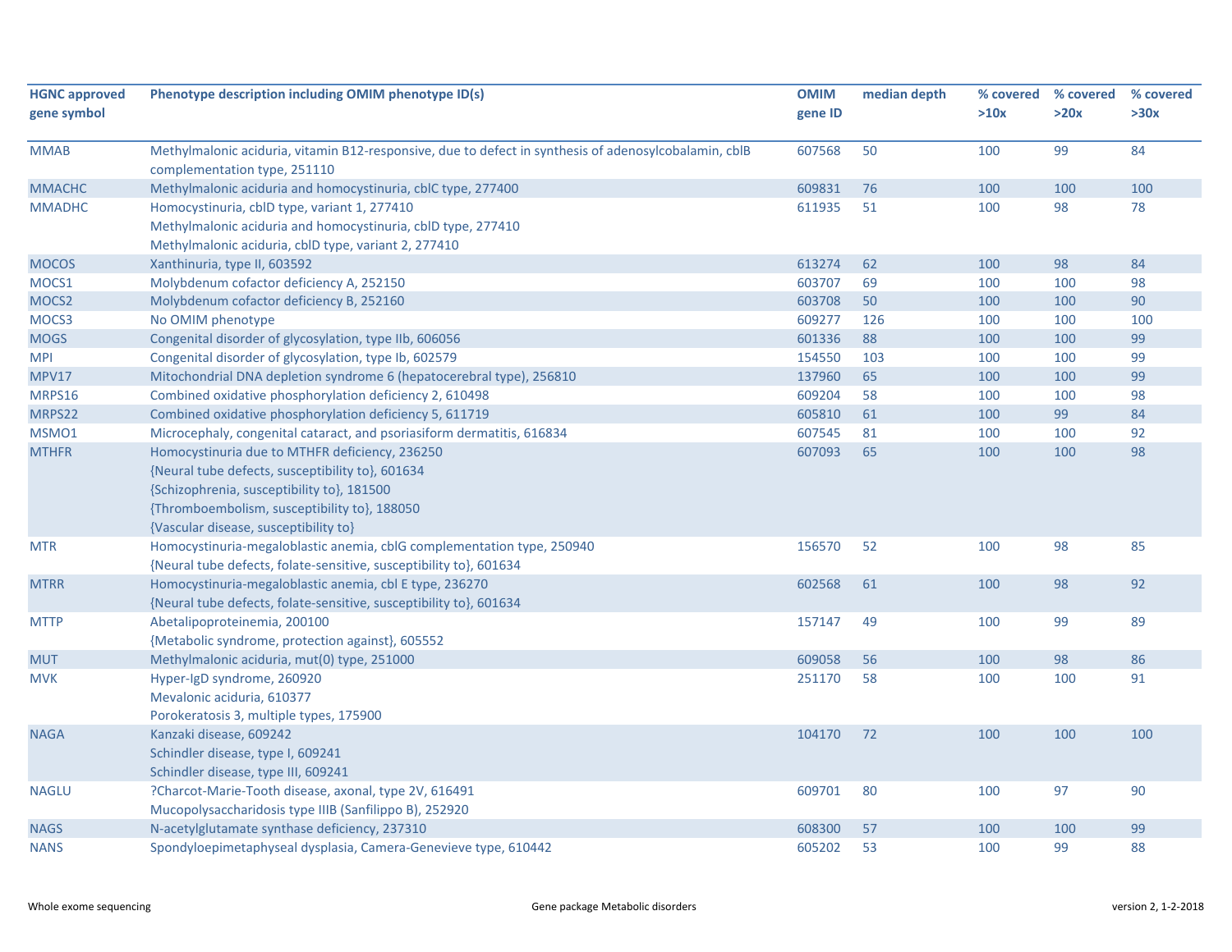| HGNC approved gene symbol | Phenotype description including OMIM phenotype ID(s) | OMIM gene ID | median depth | % covered >10x | % covered >20x | % covered >30x |
|---|---|---|---|---|---|---|
| MMAB | Methylmalonic aciduria, vitamin B12-responsive, due to defect in synthesis of adenosylcobalamin, cblB complementation type, 251110 | 607568 | 50 | 100 | 99 | 84 |
| MMACHC | Methylmalonic aciduria and homocystinuria, cblC type, 277400 | 609831 | 76 | 100 | 100 | 100 |
| MMADHC | Homocystinuria, cblD type, variant 1, 277410<br>Methylmalonic aciduria and homocystinuria, cblD type, 277410<br>Methylmalonic aciduria, cblD type, variant 2, 277410 | 611935 | 51 | 100 | 98 | 78 |
| MOCOS | Xanthinuria, type II, 603592 | 613274 | 62 | 100 | 98 | 84 |
| MOCS1 | Molybdenum cofactor deficiency A, 252150 | 603707 | 69 | 100 | 100 | 98 |
| MOCS2 | Molybdenum cofactor deficiency B, 252160 | 603708 | 50 | 100 | 100 | 90 |
| MOCS3 | No OMIM phenotype | 609277 | 126 | 100 | 100 | 100 |
| MOGS | Congenital disorder of glycosylation, type IIb, 606056 | 601336 | 88 | 100 | 100 | 99 |
| MPI | Congenital disorder of glycosylation, type Ib, 602579 | 154550 | 103 | 100 | 100 | 99 |
| MPV17 | Mitochondrial DNA depletion syndrome 6 (hepatocerebral type), 256810 | 137960 | 65 | 100 | 100 | 99 |
| MRPS16 | Combined oxidative phosphorylation deficiency 2, 610498 | 609204 | 58 | 100 | 100 | 98 |
| MRPS22 | Combined oxidative phosphorylation deficiency 5, 611719 | 605810 | 61 | 100 | 99 | 84 |
| MSMO1 | Microcephaly, congenital cataract, and psoriasiform dermatitis, 616834 | 607545 | 81 | 100 | 100 | 92 |
| MTHFR | Homocystinuria due to MTHFR deficiency, 236250<br>{Neural tube defects, susceptibility to}, 601634<br>{Schizophrenia, susceptibility to}, 181500<br>{Thromboembolism, susceptibility to}, 188050<br>{Vascular disease, susceptibility to} | 607093 | 65 | 100 | 100 | 98 |
| MTR | Homocystinuria-megaloblastic anemia, cblG complementation type, 250940<br>{Neural tube defects, folate-sensitive, susceptibility to}, 601634 | 156570 | 52 | 100 | 98 | 85 |
| MTRR | Homocystinuria-megaloblastic anemia, cbl E type, 236270<br>{Neural tube defects, folate-sensitive, susceptibility to}, 601634 | 602568 | 61 | 100 | 98 | 92 |
| MTTP | Abetalipoproteinemia, 200100<br>{Metabolic syndrome, protection against}, 605552 | 157147 | 49 | 100 | 99 | 89 |
| MUT | Methylmalonic aciduria, mut(0) type, 251000 | 609058 | 56 | 100 | 98 | 86 |
| MVK | Hyper-IgD syndrome, 260920<br>Mevalonic aciduria, 610377<br>Porokeratosis 3, multiple types, 175900 | 251170 | 58 | 100 | 100 | 91 |
| NAGA | Kanzaki disease, 609242<br>Schindler disease, type I, 609241<br>Schindler disease, type III, 609241 | 104170 | 72 | 100 | 100 | 100 |
| NAGLU | ?Charcot-Marie-Tooth disease, axonal, type 2V, 616491<br>Mucopolysaccharidosis type IIIB (Sanfilippo B), 252920 | 609701 | 80 | 100 | 97 | 90 |
| NAGS | N-acetylglutamate synthase deficiency, 237310 | 608300 | 57 | 100 | 100 | 99 |
| NANS | Spondyloepimetaphyseal dysplasia, Camera-Genevieve type, 610442 | 605202 | 53 | 100 | 99 | 88 |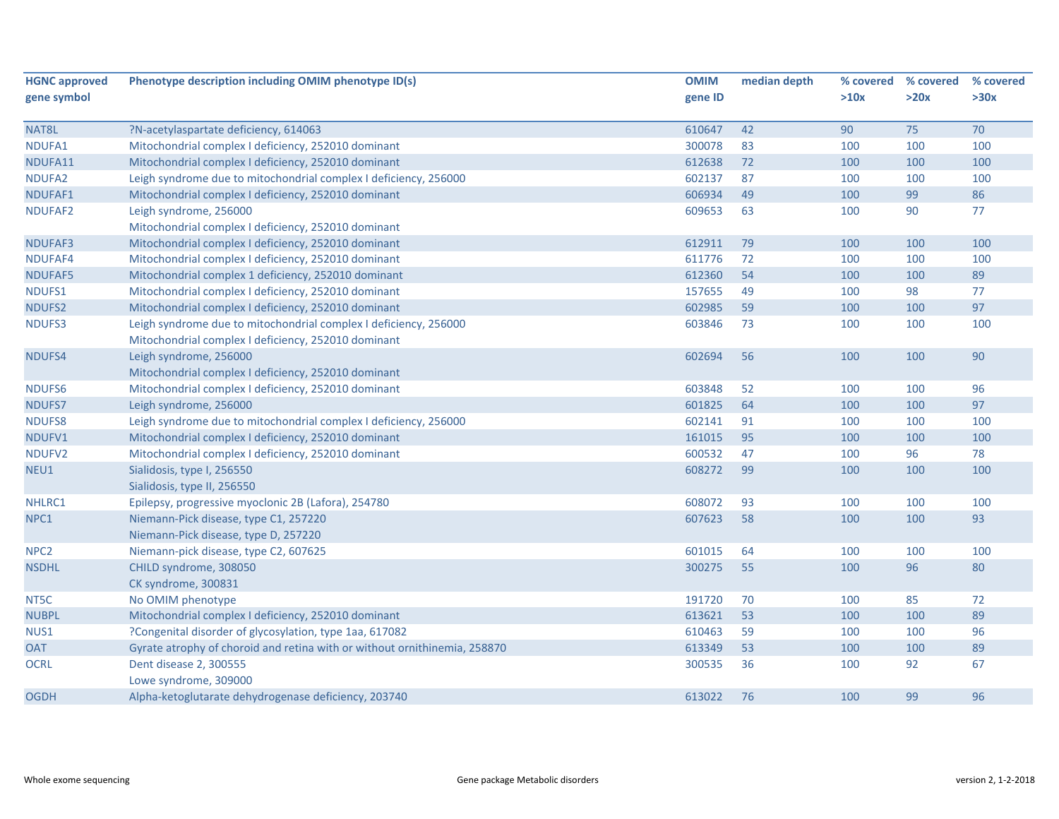| HGNC approved gene symbol | Phenotype description including OMIM phenotype ID(s) | OMIM gene ID | median depth | % covered >10x | % covered >20x | % covered >30x |
|---|---|---|---|---|---|---|
| NAT8L | ?N-acetylaspartate deficiency, 614063 | 610647 | 42 | 90 | 75 | 70 |
| NDUFA1 | Mitochondrial complex I deficiency, 252010 dominant | 300078 | 83 | 100 | 100 | 100 |
| NDUFA11 | Mitochondrial complex I deficiency, 252010 dominant | 612638 | 72 | 100 | 100 | 100 |
| NDUFA2 | Leigh syndrome due to mitochondrial complex I deficiency, 256000 | 602137 | 87 | 100 | 100 | 100 |
| NDUFAF1 | Mitochondrial complex I deficiency, 252010 dominant | 606934 | 49 | 100 | 99 | 86 |
| NDUFAF2 | Leigh syndrome, 256000<br>Mitochondrial complex I deficiency, 252010 dominant | 609653 | 63 | 100 | 90 | 77 |
| NDUFAF3 | Mitochondrial complex I deficiency, 252010 dominant | 612911 | 79 | 100 | 100 | 100 |
| NDUFAF4 | Mitochondrial complex I deficiency, 252010 dominant | 611776 | 72 | 100 | 100 | 100 |
| NDUFAF5 | Mitochondrial complex 1 deficiency, 252010 dominant | 612360 | 54 | 100 | 100 | 89 |
| NDUFS1 | Mitochondrial complex I deficiency, 252010 dominant | 157655 | 49 | 100 | 98 | 77 |
| NDUFS2 | Mitochondrial complex I deficiency, 252010 dominant | 602985 | 59 | 100 | 100 | 97 |
| NDUFS3 | Leigh syndrome due to mitochondrial complex I deficiency, 256000<br>Mitochondrial complex I deficiency, 252010 dominant | 603846 | 73 | 100 | 100 | 100 |
| NDUFS4 | Leigh syndrome, 256000<br>Mitochondrial complex I deficiency, 252010 dominant | 602694 | 56 | 100 | 100 | 90 |
| NDUFS6 | Mitochondrial complex I deficiency, 252010 dominant | 603848 | 52 | 100 | 100 | 96 |
| NDUFS7 | Leigh syndrome, 256000 | 601825 | 64 | 100 | 100 | 97 |
| NDUFS8 | Leigh syndrome due to mitochondrial complex I deficiency, 256000 | 602141 | 91 | 100 | 100 | 100 |
| NDUFV1 | Mitochondrial complex I deficiency, 252010 dominant | 161015 | 95 | 100 | 100 | 100 |
| NDUFV2 | Mitochondrial complex I deficiency, 252010 dominant | 600532 | 47 | 100 | 96 | 78 |
| NEU1 | Sialidosis, type I, 256550<br>Sialidosis, type II, 256550 | 608272 | 99 | 100 | 100 | 100 |
| NHLRC1 | Epilepsy, progressive myoclonic 2B (Lafora), 254780 | 608072 | 93 | 100 | 100 | 100 |
| NPC1 | Niemann-Pick disease, type C1, 257220<br>Niemann-Pick disease, type D, 257220 | 607623 | 58 | 100 | 100 | 93 |
| NPC2 | Niemann-pick disease, type C2, 607625 | 601015 | 64 | 100 | 100 | 100 |
| NSDHL | CHILD syndrome, 308050<br>CK syndrome, 300831 | 300275 | 55 | 100 | 96 | 80 |
| NT5C | No OMIM phenotype | 191720 | 70 | 100 | 85 | 72 |
| NUBPL | Mitochondrial complex I deficiency, 252010 dominant | 613621 | 53 | 100 | 100 | 89 |
| NUS1 | ?Congenital disorder of glycosylation, type 1aa, 617082 | 610463 | 59 | 100 | 100 | 96 |
| OAT | Gyrate atrophy of choroid and retina with or without ornithinemia, 258870 | 613349 | 53 | 100 | 100 | 89 |
| OCRL | Dent disease 2, 300555<br>Lowe syndrome, 309000 | 300535 | 36 | 100 | 92 | 67 |
| OGDH | Alpha-ketoglutarate dehydrogenase deficiency, 203740 | 613022 | 76 | 100 | 99 | 96 |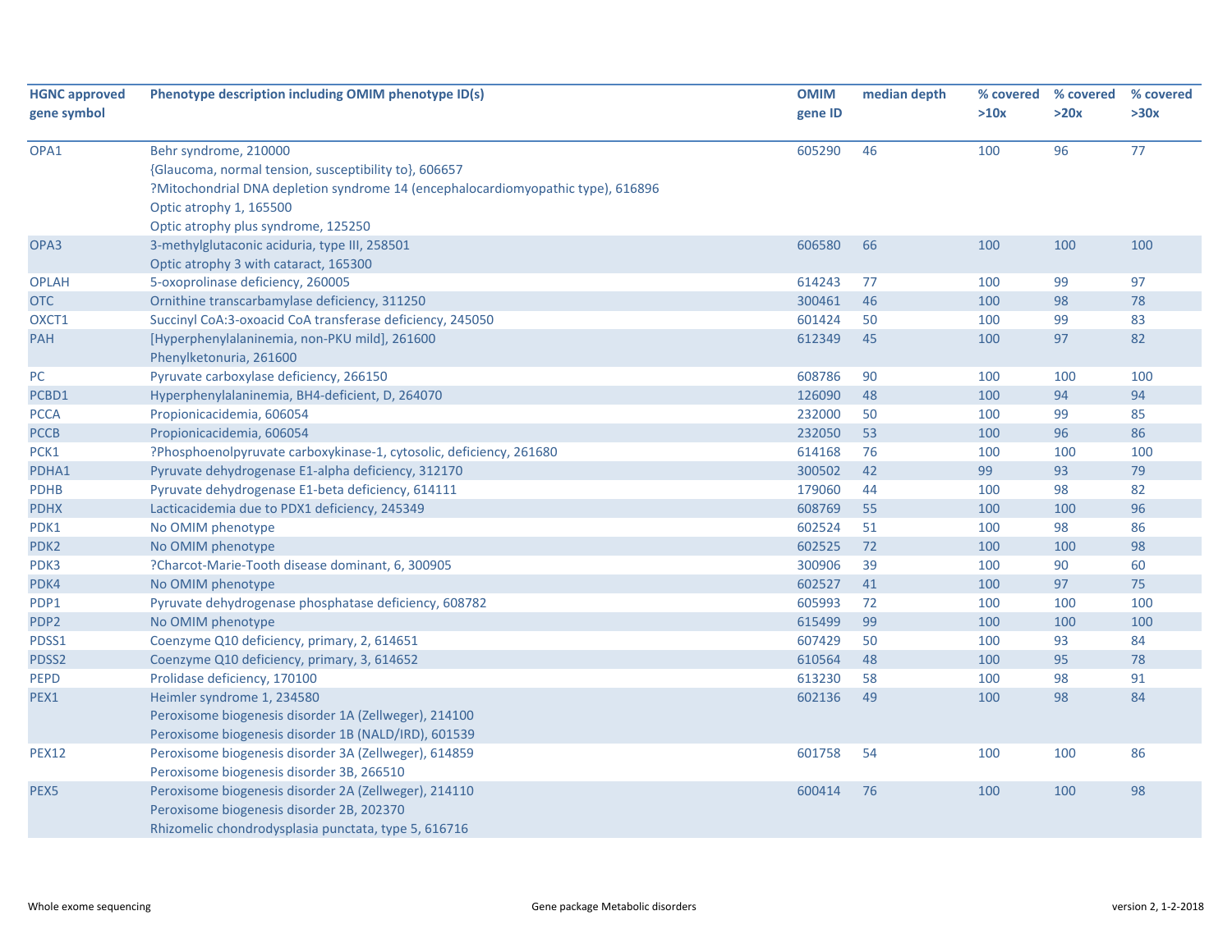| HGNC approved gene symbol | Phenotype description including OMIM phenotype ID(s) | OMIM gene ID | median depth | % covered >10x | % covered >20x | % covered >30x |
|---|---|---|---|---|---|---|
| OPA1 | Behr syndrome, 210000<br>{Glaucoma, normal tension, susceptibility to}, 606657<br>?Mitochondrial DNA depletion syndrome 14 (encephalocardiomyopathic type), 616896<br>Optic atrophy 1, 165500<br>Optic atrophy plus syndrome, 125250 | 605290 | 46 | 100 | 96 | 77 |
| OPA3 | 3-methylglutaconic aciduria, type III, 258501<br>Optic atrophy 3 with cataract, 165300 | 606580 | 66 | 100 | 100 | 100 |
| OPLAH | 5-oxoprolinase deficiency, 260005 | 614243 | 77 | 100 | 99 | 97 |
| OTC | Ornithine transcarbamylase deficiency, 311250 | 300461 | 46 | 100 | 98 | 78 |
| OXCT1 | Succinyl CoA:3-oxoacid CoA transferase deficiency, 245050 | 601424 | 50 | 100 | 99 | 83 |
| PAH | [Hyperphenylalaninemia, non-PKU mild], 261600<br>Phenylketonuria, 261600 | 612349 | 45 | 100 | 97 | 82 |
| PC | Pyruvate carboxylase deficiency, 266150 | 608786 | 90 | 100 | 100 | 100 |
| PCBD1 | Hyperphenylalaninemia, BH4-deficient, D, 264070 | 126090 | 48 | 100 | 94 | 94 |
| PCCA | Propionicacidemia, 606054 | 232000 | 50 | 100 | 99 | 85 |
| PCCB | Propionicacidemia, 606054 | 232050 | 53 | 100 | 96 | 86 |
| PCK1 | ?Phosphoenolpyruvate carboxykinase-1, cytosolic, deficiency, 261680 | 614168 | 76 | 100 | 100 | 100 |
| PDHA1 | Pyruvate dehydrogenase E1-alpha deficiency, 312170 | 300502 | 42 | 99 | 93 | 79 |
| PDHB | Pyruvate dehydrogenase E1-beta deficiency, 614111 | 179060 | 44 | 100 | 98 | 82 |
| PDHX | Lacticacidemia due to PDX1 deficiency, 245349 | 608769 | 55 | 100 | 100 | 96 |
| PDK1 | No OMIM phenotype | 602524 | 51 | 100 | 98 | 86 |
| PDK2 | No OMIM phenotype | 602525 | 72 | 100 | 100 | 98 |
| PDK3 | ?Charcot-Marie-Tooth disease dominant, 6, 300905 | 300906 | 39 | 100 | 90 | 60 |
| PDK4 | No OMIM phenotype | 602527 | 41 | 100 | 97 | 75 |
| PDP1 | Pyruvate dehydrogenase phosphatase deficiency, 608782 | 605993 | 72 | 100 | 100 | 100 |
| PDP2 | No OMIM phenotype | 615499 | 99 | 100 | 100 | 100 |
| PDSS1 | Coenzyme Q10 deficiency, primary, 2, 614651 | 607429 | 50 | 100 | 93 | 84 |
| PDSS2 | Coenzyme Q10 deficiency, primary, 3, 614652 | 610564 | 48 | 100 | 95 | 78 |
| PEPD | Prolidase deficiency, 170100 | 613230 | 58 | 100 | 98 | 91 |
| PEX1 | Heimler syndrome 1, 234580<br>Peroxisome biogenesis disorder 1A (Zellweger), 214100<br>Peroxisome biogenesis disorder 1B (NALD/IRD), 601539 | 602136 | 49 | 100 | 98 | 84 |
| PEX12 | Peroxisome biogenesis disorder 3A (Zellweger), 614859<br>Peroxisome biogenesis disorder 3B, 266510 | 601758 | 54 | 100 | 100 | 86 |
| PEX5 | Peroxisome biogenesis disorder 2A (Zellweger), 214110<br>Peroxisome biogenesis disorder 2B, 202370<br>Rhizomelic chondrodysplasia punctata, type 5, 616716 | 600414 | 76 | 100 | 100 | 98 |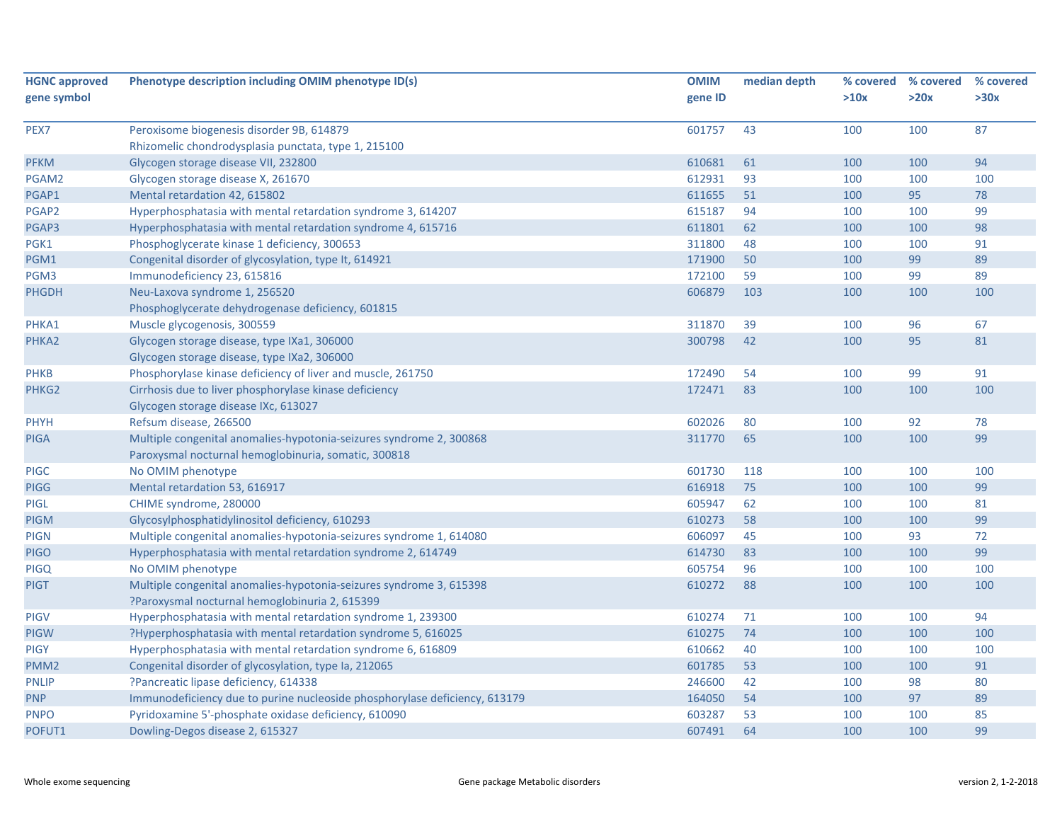| HGNC approved gene symbol | Phenotype description including OMIM phenotype ID(s) | OMIM gene ID | median depth | % covered >10x | % covered >20x | % covered >30x |
|---|---|---|---|---|---|---|
| PEX7 | Peroxisome biogenesis disorder 9B, 614879<br>Rhizomelic chondrodysplasia punctata, type 1, 215100 | 601757 | 43 | 100 | 100 | 87 |
| PFKM | Glycogen storage disease VII, 232800 | 610681 | 61 | 100 | 100 | 94 |
| PGAM2 | Glycogen storage disease X, 261670 | 612931 | 93 | 100 | 100 | 100 |
| PGAP1 | Mental retardation 42, 615802 | 611655 | 51 | 100 | 95 | 78 |
| PGAP2 | Hyperphosphatasia with mental retardation syndrome 3, 614207 | 615187 | 94 | 100 | 100 | 99 |
| PGAP3 | Hyperphosphatasia with mental retardation syndrome 4, 615716 | 611801 | 62 | 100 | 100 | 98 |
| PGK1 | Phosphoglycerate kinase 1 deficiency, 300653 | 311800 | 48 | 100 | 100 | 91 |
| PGM1 | Congenital disorder of glycosylation, type It, 614921 | 171900 | 50 | 100 | 99 | 89 |
| PGM3 | Immunodeficiency 23, 615816 | 172100 | 59 | 100 | 99 | 89 |
| PHGDH | Neu-Laxova syndrome 1, 256520<br>Phosphoglycerate dehydrogenase deficiency, 601815 | 606879 | 103 | 100 | 100 | 100 |
| PHKA1 | Muscle glycogenosis, 300559 | 311870 | 39 | 100 | 96 | 67 |
| PHKA2 | Glycogen storage disease, type IXa1, 306000<br>Glycogen storage disease, type IXa2, 306000 | 300798 | 42 | 100 | 95 | 81 |
| PHKB | Phosphorylase kinase deficiency of liver and muscle, 261750 | 172490 | 54 | 100 | 99 | 91 |
| PHKG2 | Cirrhosis due to liver phosphorylase kinase deficiency<br>Glycogen storage disease IXc, 613027 | 172471 | 83 | 100 | 100 | 100 |
| PHYH | Refsum disease, 266500 | 602026 | 80 | 100 | 92 | 78 |
| PIGA | Multiple congenital anomalies-hypotonia-seizures syndrome 2, 300868<br>Paroxysmal nocturnal hemoglobinuria, somatic, 300818 | 311770 | 65 | 100 | 100 | 99 |
| PIGC | No OMIM phenotype | 601730 | 118 | 100 | 100 | 100 |
| PIGG | Mental retardation 53, 616917 | 616918 | 75 | 100 | 100 | 99 |
| PIGL | CHIME syndrome, 280000 | 605947 | 62 | 100 | 100 | 81 |
| PIGM | Glycosylphosphatidylinositol deficiency, 610293 | 610273 | 58 | 100 | 100 | 99 |
| PIGN | Multiple congenital anomalies-hypotonia-seizures syndrome 1, 614080 | 606097 | 45 | 100 | 93 | 72 |
| PIGO | Hyperphosphatasia with mental retardation syndrome 2, 614749 | 614730 | 83 | 100 | 100 | 99 |
| PIGQ | No OMIM phenotype | 605754 | 96 | 100 | 100 | 100 |
| PIGT | Multiple congenital anomalies-hypotonia-seizures syndrome 3, 615398<br>?Paroxysmal nocturnal hemoglobinuria 2, 615399 | 610272 | 88 | 100 | 100 | 100 |
| PIGV | Hyperphosphatasia with mental retardation syndrome 1, 239300 | 610274 | 71 | 100 | 100 | 94 |
| PIGW | ?Hyperphosphatasia with mental retardation syndrome 5, 616025 | 610275 | 74 | 100 | 100 | 100 |
| PIGY | Hyperphosphatasia with mental retardation syndrome 6, 616809 | 610662 | 40 | 100 | 100 | 100 |
| PMM2 | Congenital disorder of glycosylation, type Ia, 212065 | 601785 | 53 | 100 | 100 | 91 |
| PNLIP | ?Pancreatic lipase deficiency, 614338 | 246600 | 42 | 100 | 98 | 80 |
| PNP | Immunodeficiency due to purine nucleoside phosphorylase deficiency, 613179 | 164050 | 54 | 100 | 97 | 89 |
| PNPO | Pyridoxamine 5'-phosphate oxidase deficiency, 610090 | 603287 | 53 | 100 | 100 | 85 |
| POFUT1 | Dowling-Degos disease 2, 615327 | 607491 | 64 | 100 | 100 | 99 |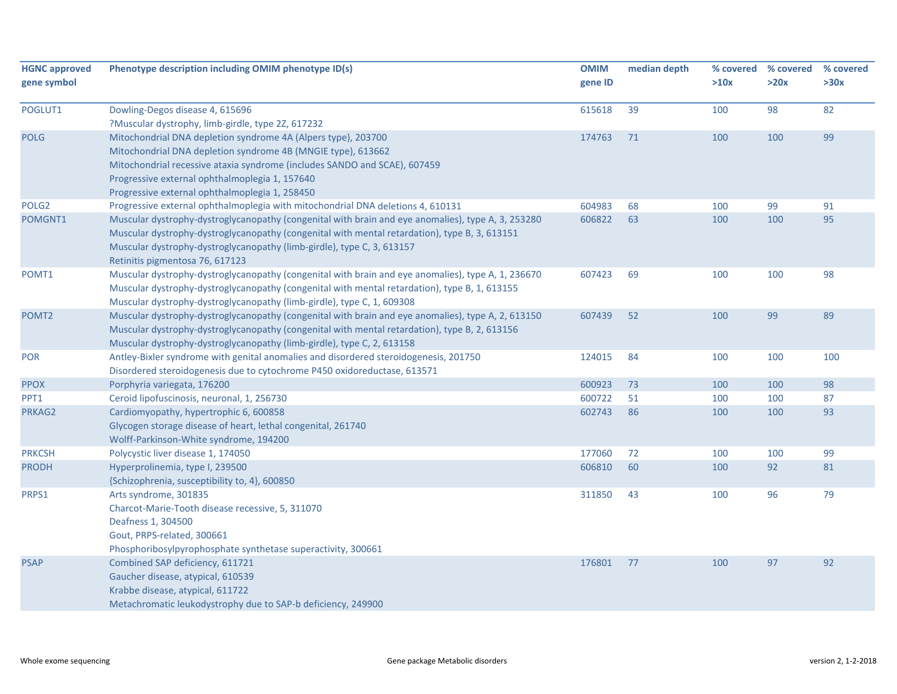| HGNC approved gene symbol | Phenotype description including OMIM phenotype ID(s) | OMIM gene ID | median depth | % covered >10x | % covered >20x | % covered >30x |
|---|---|---|---|---|---|---|
| POGLUT1 | Dowling-Degos disease 4, 615696<br>?Muscular dystrophy, limb-girdle, type 2Z, 617232 | 615618 | 39 | 100 | 98 | 82 |
| POLG | Mitochondrial DNA depletion syndrome 4A (Alpers type), 203700<br>Mitochondrial DNA depletion syndrome 4B (MNGIE type), 613662<br>Mitochondrial recessive ataxia syndrome (includes SANDO and SCAE), 607459<br>Progressive external ophthalmoplegia 1, 157640<br>Progressive external ophthalmoplegia 1, 258450 | 174763 | 71 | 100 | 100 | 99 |
| POLG2 | Progressive external ophthalmoplegia with mitochondrial DNA deletions 4, 610131 | 604983 | 68 | 100 | 99 | 91 |
| POMGNT1 | Muscular dystrophy-dystroglycanopathy (congenital with brain and eye anomalies), type A, 3, 253280<br>Muscular dystrophy-dystroglycanopathy (congenital with mental retardation), type B, 3, 613151<br>Muscular dystrophy-dystroglycanopathy (limb-girdle), type C, 3, 613157<br>Retinitis pigmentosa 76, 617123 | 606822 | 63 | 100 | 100 | 95 |
| POMT1 | Muscular dystrophy-dystroglycanopathy (congenital with brain and eye anomalies), type A, 1, 236670<br>Muscular dystrophy-dystroglycanopathy (congenital with mental retardation), type B, 1, 613155<br>Muscular dystrophy-dystroglycanopathy (limb-girdle), type C, 1, 609308 | 607423 | 69 | 100 | 100 | 98 |
| POMT2 | Muscular dystrophy-dystroglycanopathy (congenital with brain and eye anomalies), type A, 2, 613150<br>Muscular dystrophy-dystroglycanopathy (congenital with mental retardation), type B, 2, 613156<br>Muscular dystrophy-dystroglycanopathy (limb-girdle), type C, 2, 613158 | 607439 | 52 | 100 | 99 | 89 |
| POR | Antley-Bixler syndrome with genital anomalies and disordered steroidogenesis, 201750<br>Disordered steroidogenesis due to cytochrome P450 oxidoreductase, 613571 | 124015 | 84 | 100 | 100 | 100 |
| PPOX | Porphyria variegata, 176200 | 600923 | 73 | 100 | 100 | 98 |
| PPT1 | Ceroid lipofuscinosis, neuronal, 1, 256730 | 600722 | 51 | 100 | 100 | 87 |
| PRKAG2 | Cardiomyopathy, hypertrophic 6, 600858<br>Glycogen storage disease of heart, lethal congenital, 261740<br>Wolff-Parkinson-White syndrome, 194200 | 602743 | 86 | 100 | 100 | 93 |
| PRKCSH | Polycystic liver disease 1, 174050 | 177060 | 72 | 100 | 100 | 99 |
| PRODH | Hyperprolinemia, type I, 239500<br>{Schizophrenia, susceptibility to, 4}, 600850 | 606810 | 60 | 100 | 92 | 81 |
| PRPS1 | Arts syndrome, 301835<br>Charcot-Marie-Tooth disease recessive, 5, 311070<br>Deafness 1, 304500<br>Gout, PRPS-related, 300661<br>Phosphoribosylpyrophosphate synthetase superactivity, 300661 | 311850 | 43 | 100 | 96 | 79 |
| PSAP | Combined SAP deficiency, 611721<br>Gaucher disease, atypical, 610539<br>Krabbe disease, atypical, 611722<br>Metachromatic leukodystrophy due to SAP-b deficiency, 249900 | 176801 | 77 | 100 | 97 | 92 |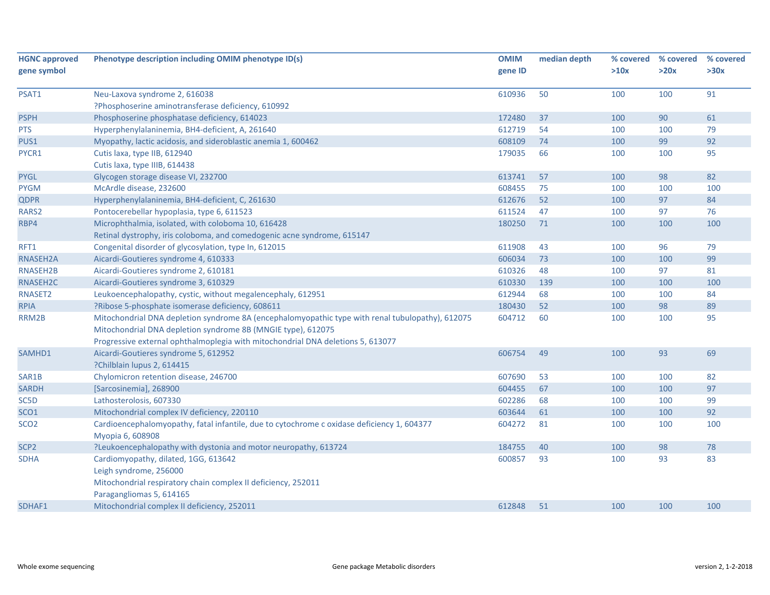| HGNC approved gene symbol | Phenotype description including OMIM phenotype ID(s) | OMIM gene ID | median depth | % covered >10x | % covered >20x | % covered >30x |
|---|---|---|---|---|---|---|
| PSAT1 | Neu-Laxova syndrome 2, 616038<br>?Phosphoserine aminotransferase deficiency, 610992 | 610936 | 50 | 100 | 100 | 91 |
| PSPH | Phosphoserine phosphatase deficiency, 614023 | 172480 | 37 | 100 | 90 | 61 |
| PTS | Hyperphenylalaninemia, BH4-deficient, A, 261640 | 612719 | 54 | 100 | 100 | 79 |
| PUS1 | Myopathy, lactic acidosis, and sideroblastic anemia 1, 600462 | 608109 | 74 | 100 | 99 | 92 |
| PYCR1 | Cutis laxa, type IIB, 612940<br>Cutis laxa, type IIIB, 614438 | 179035 | 66 | 100 | 100 | 95 |
| PYGL | Glycogen storage disease VI, 232700 | 613741 | 57 | 100 | 98 | 82 |
| PYGM | McArdle disease, 232600 | 608455 | 75 | 100 | 100 | 100 |
| QDPR | Hyperphenylalaninemia, BH4-deficient, C, 261630 | 612676 | 52 | 100 | 97 | 84 |
| RARS2 | Pontocerebellar hypoplasia, type 6, 611523 | 611524 | 47 | 100 | 97 | 76 |
| RBP4 | Microphthalmia, isolated, with coloboma 10, 616428<br>Retinal dystrophy, iris coloboma, and comedogenic acne syndrome, 615147 | 180250 | 71 | 100 | 100 | 100 |
| RFT1 | Congenital disorder of glycosylation, type In, 612015 | 611908 | 43 | 100 | 96 | 79 |
| RNASEH2A | Aicardi-Goutieres syndrome 4, 610333 | 606034 | 73 | 100 | 100 | 99 |
| RNASEH2B | Aicardi-Goutieres syndrome 2, 610181 | 610326 | 48 | 100 | 97 | 81 |
| RNASEH2C | Aicardi-Goutieres syndrome 3, 610329 | 610330 | 139 | 100 | 100 | 100 |
| RNASET2 | Leukoencephalopathy, cystic, without megalencephaly, 612951 | 612944 | 68 | 100 | 100 | 84 |
| RPIA | ?Ribose 5-phosphate isomerase deficiency, 608611 | 180430 | 52 | 100 | 98 | 89 |
| RRM2B | Mitochondrial DNA depletion syndrome 8A (encephalomyopathic type with renal tubulopathy), 612075<br>Mitochondrial DNA depletion syndrome 8B (MNGIE type), 612075<br>Progressive external ophthalmoplegia with mitochondrial DNA deletions 5, 613077 | 604712 | 60 | 100 | 100 | 95 |
| SAMHD1 | Aicardi-Goutieres syndrome 5, 612952<br>?Chilblain lupus 2, 614415 | 606754 | 49 | 100 | 93 | 69 |
| SAR1B | Chylomicron retention disease, 246700 | 607690 | 53 | 100 | 100 | 82 |
| SARDH | [Sarcosinemia], 268900 | 604455 | 67 | 100 | 100 | 97 |
| SC5D | Lathosterolosis, 607330 | 602286 | 68 | 100 | 100 | 99 |
| SCO1 | Mitochondrial complex IV deficiency, 220110 | 603644 | 61 | 100 | 100 | 92 |
| SCO2 | Cardioencephalomyopathy, fatal infantile, due to cytochrome c oxidase deficiency 1, 604377<br>Myopia 6, 608908 | 604272 | 81 | 100 | 100 | 100 |
| SCP2 | ?Leukoencephalopathy with dystonia and motor neuropathy, 613724 | 184755 | 40 | 100 | 98 | 78 |
| SDHA | Cardiomyopathy, dilated, 1GG, 613642<br>Leigh syndrome, 256000<br>Mitochondrial respiratory chain complex II deficiency, 252011<br>Paragangliomas 5, 614165 | 600857 | 93 | 100 | 93 | 83 |
| SDHAF1 | Mitochondrial complex II deficiency, 252011 | 612848 | 51 | 100 | 100 | 100 |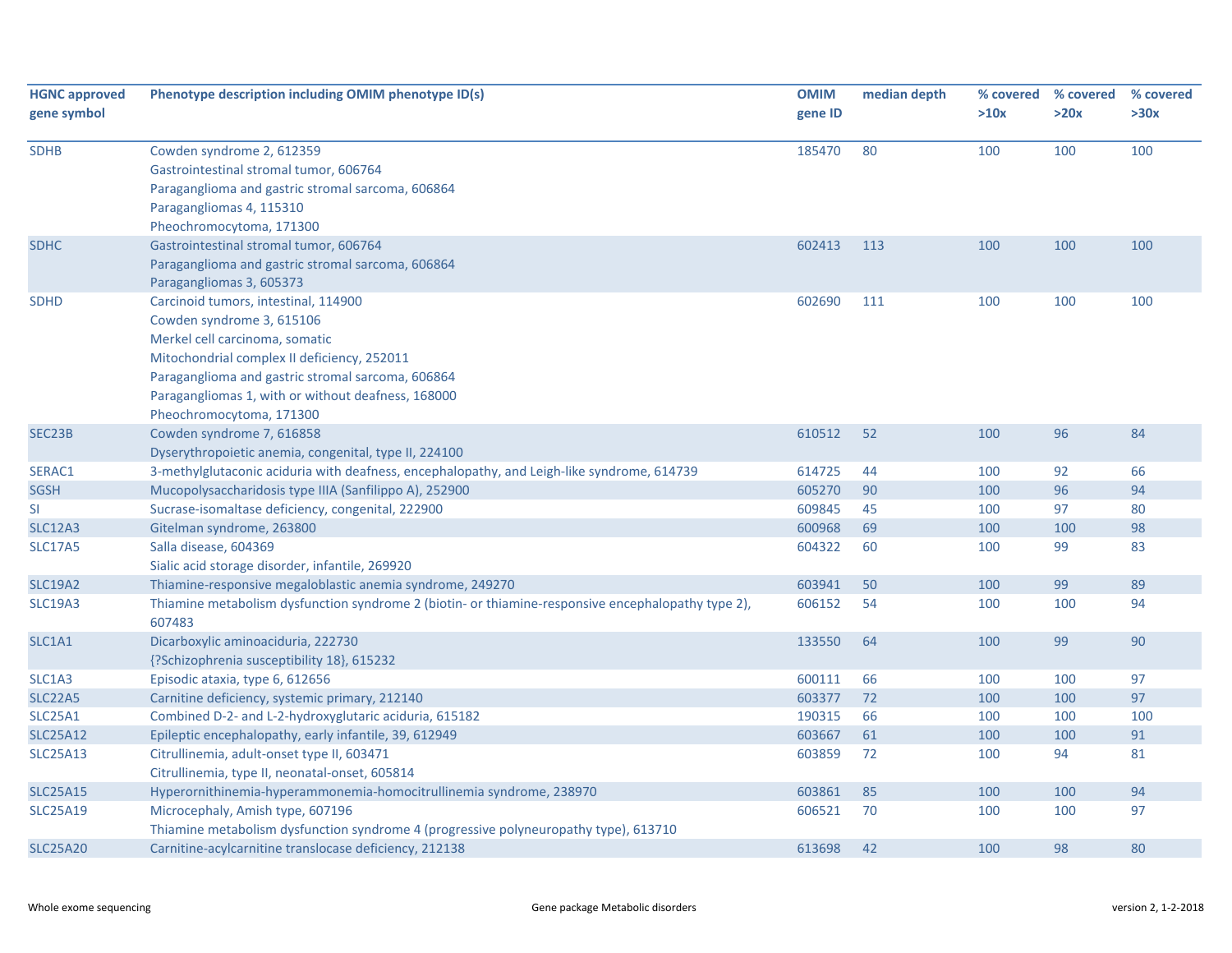| HGNC approved gene symbol | Phenotype description including OMIM phenotype ID(s) | OMIM gene ID | median depth | % covered >10x | % covered >20x | % covered >30x |
|---|---|---|---|---|---|---|
| SDHB | Cowden syndrome 2, 612359<br>Gastrointestinal stromal tumor, 606764<br>Paraganglioma and gastric stromal sarcoma, 606864<br>Paragangliomas 4, 115310<br>Pheochromocytoma, 171300 | 185470 | 80 | 100 | 100 | 100 |
| SDHC | Gastrointestinal stromal tumor, 606764<br>Paraganglioma and gastric stromal sarcoma, 606864<br>Paragangliomas 3, 605373 | 602413 | 113 | 100 | 100 | 100 |
| SDHD | Carcinoid tumors, intestinal, 114900<br>Cowden syndrome 3, 615106<br>Merkel cell carcinoma, somatic<br>Mitochondrial complex II deficiency, 252011<br>Paraganglioma and gastric stromal sarcoma, 606864<br>Paragangliomas 1, with or without deafness, 168000<br>Pheochromocytoma, 171300 | 602690 | 111 | 100 | 100 | 100 |
| SEC23B | Cowden syndrome 7, 616858<br>Dyserythropoietic anemia, congenital, type II, 224100 | 610512 | 52 | 100 | 96 | 84 |
| SERAC1 | 3-methylglutaconic aciduria with deafness, encephalopathy, and Leigh-like syndrome, 614739 | 614725 | 44 | 100 | 92 | 66 |
| SGSH | Mucopolysaccharidosis type IIIA (Sanfilippo A), 252900 | 605270 | 90 | 100 | 96 | 94 |
| SI | Sucrase-isomaltase deficiency, congenital, 222900 | 609845 | 45 | 100 | 97 | 80 |
| SLC12A3 | Gitelman syndrome, 263800 | 600968 | 69 | 100 | 100 | 98 |
| SLC17A5 | Salla disease, 604369<br>Sialic acid storage disorder, infantile, 269920 | 604322 | 60 | 100 | 99 | 83 |
| SLC19A2 | Thiamine-responsive megaloblastic anemia syndrome, 249270 | 603941 | 50 | 100 | 99 | 89 |
| SLC19A3 | Thiamine metabolism dysfunction syndrome 2 (biotin- or thiamine-responsive encephalopathy type 2), 607483 | 606152 | 54 | 100 | 100 | 94 |
| SLC1A1 | Dicarboxylic aminoaciduria, 222730<br>{?Schizophrenia susceptibility 18}, 615232 | 133550 | 64 | 100 | 99 | 90 |
| SLC1A3 | Episodic ataxia, type 6, 612656 | 600111 | 66 | 100 | 100 | 97 |
| SLC22A5 | Carnitine deficiency, systemic primary, 212140 | 603377 | 72 | 100 | 100 | 97 |
| SLC25A1 | Combined D-2- and L-2-hydroxyglutaric aciduria, 615182 | 190315 | 66 | 100 | 100 | 100 |
| SLC25A12 | Epileptic encephalopathy, early infantile, 39, 612949 | 603667 | 61 | 100 | 100 | 91 |
| SLC25A13 | Citrullinemia, adult-onset type II, 603471<br>Citrullinemia, type II, neonatal-onset, 605814 | 603859 | 72 | 100 | 94 | 81 |
| SLC25A15 | Hyperornithinemia-hyperammonemia-homocitrullinemia syndrome, 238970 | 603861 | 85 | 100 | 100 | 94 |
| SLC25A19 | Microcephaly, Amish type, 607196<br>Thiamine metabolism dysfunction syndrome 4 (progressive polyneuropathy type), 613710 | 606521 | 70 | 100 | 100 | 97 |
| SLC25A20 | Carnitine-acylcarnitine translocase deficiency, 212138 | 613698 | 42 | 100 | 98 | 80 |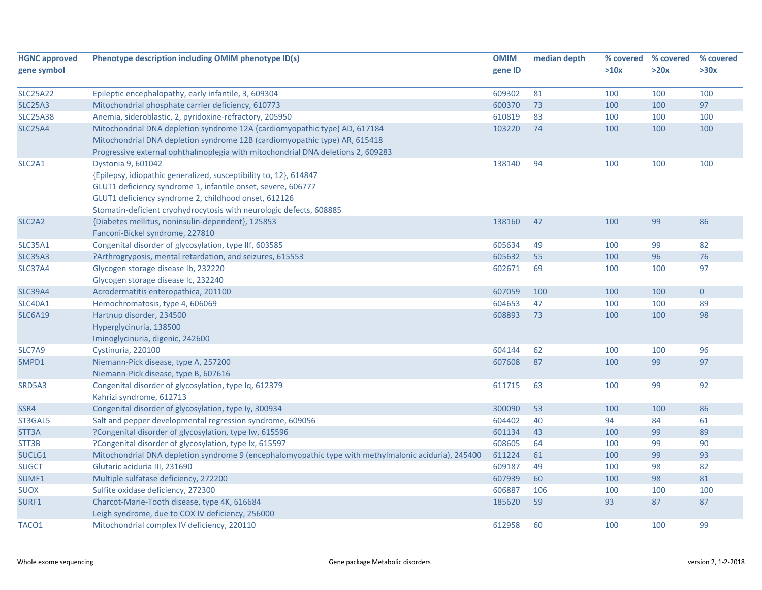| HGNC approved gene symbol | Phenotype description including OMIM phenotype ID(s) | OMIM gene ID | median depth | % covered >10x | % covered >20x | % covered >30x |
|---|---|---|---|---|---|---|
| SLC25A22 | Epileptic encephalopathy, early infantile, 3, 609304 | 609302 | 81 | 100 | 100 | 100 |
| SLC25A3 | Mitochondrial phosphate carrier deficiency, 610773 | 600370 | 73 | 100 | 100 | 97 |
| SLC25A38 | Anemia, sideroblastic, 2, pyridoxine-refractory, 205950 | 610819 | 83 | 100 | 100 | 100 |
| SLC25A4 | Mitochondrial DNA depletion syndrome 12A (cardiomyopathic type) AD, 617184<br>Mitochondrial DNA depletion syndrome 12B (cardiomyopathic type) AR, 615418<br>Progressive external ophthalmoplegia with mitochondrial DNA deletions 2, 609283 | 103220 | 74 | 100 | 100 | 100 |
| SLC2A1 | Dystonia 9, 601042<br>{Epilepsy, idiopathic generalized, susceptibility to, 12}, 614847<br>GLUT1 deficiency syndrome 1, infantile onset, severe, 606777<br>GLUT1 deficiency syndrome 2, childhood onset, 612126<br>Stomatin-deficient cryohydrocytosis with neurologic defects, 608885 | 138140 | 94 | 100 | 100 | 100 |
| SLC2A2 | {Diabetes mellitus, noninsulin-dependent}, 125853<br>Fanconi-Bickel syndrome, 227810 | 138160 | 47 | 100 | 99 | 86 |
| SLC35A1 | Congenital disorder of glycosylation, type IIf, 603585 | 605634 | 49 | 100 | 99 | 82 |
| SLC35A3 | ?Arthrogryposis, mental retardation, and seizures, 615553 | 605632 | 55 | 100 | 96 | 76 |
| SLC37A4 | Glycogen storage disease Ib, 232220<br>Glycogen storage disease Ic, 232240 | 602671 | 69 | 100 | 100 | 97 |
| SLC39A4 | Acrodermatitis enteropathica, 201100 | 607059 | 100 | 100 | 100 | 0 |
| SLC40A1 | Hemochromatosis, type 4, 606069 | 604653 | 47 | 100 | 100 | 89 |
| SLC6A19 | Hartnup disorder, 234500<br>Hyperglycinuria, 138500<br>Iminoglycinuria, digenic, 242600 | 608893 | 73 | 100 | 100 | 98 |
| SLC7A9 | Cystinuria, 220100 | 604144 | 62 | 100 | 100 | 96 |
| SMPD1 | Niemann-Pick disease, type A, 257200<br>Niemann-Pick disease, type B, 607616 | 607608 | 87 | 100 | 99 | 97 |
| SRD5A3 | Congenital disorder of glycosylation, type Iq, 612379<br>Kahrizi syndrome, 612713 | 611715 | 63 | 100 | 99 | 92 |
| SSR4 | Congenital disorder of glycosylation, type Iy, 300934 | 300090 | 53 | 100 | 100 | 86 |
| ST3GAL5 | Salt and pepper developmental regression syndrome, 609056 | 604402 | 40 | 94 | 84 | 61 |
| STT3A | ?Congenital disorder of glycosylation, type Iw, 615596 | 601134 | 43 | 100 | 99 | 89 |
| STT3B | ?Congenital disorder of glycosylation, type Ix, 615597 | 608605 | 64 | 100 | 99 | 90 |
| SUCLG1 | Mitochondrial DNA depletion syndrome 9 (encephalomyopathic type with methylmalonic aciduria), 245400 | 611224 | 61 | 100 | 99 | 93 |
| SUGCT | Glutaric aciduria III, 231690 | 609187 | 49 | 100 | 98 | 82 |
| SUMF1 | Multiple sulfatase deficiency, 272200 | 607939 | 60 | 100 | 98 | 81 |
| SUOX | Sulfite oxidase deficiency, 272300 | 606887 | 106 | 100 | 100 | 100 |
| SURF1 | Charcot-Marie-Tooth disease, type 4K, 616684<br>Leigh syndrome, due to COX IV deficiency, 256000 | 185620 | 59 | 93 | 87 | 87 |
| TACO1 | Mitochondrial complex IV deficiency, 220110 | 612958 | 60 | 100 | 100 | 99 |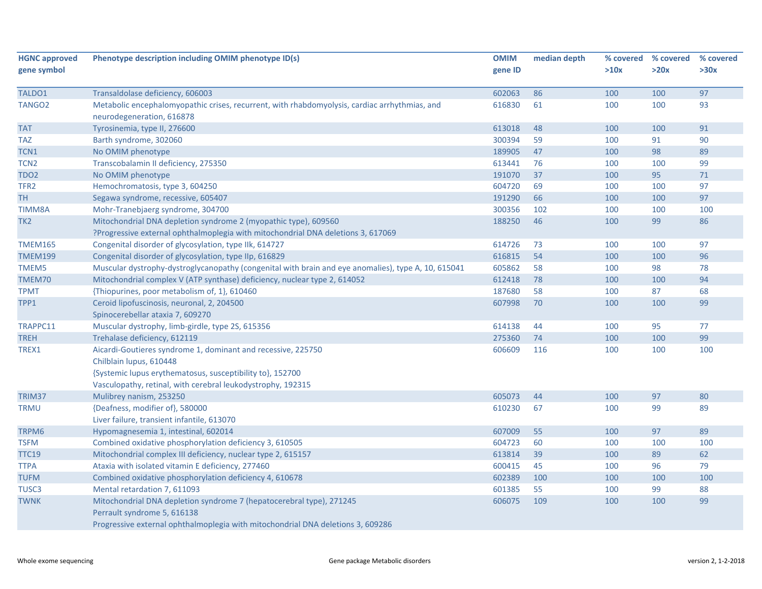| HGNC approved gene symbol | Phenotype description including OMIM phenotype ID(s) | OMIM gene ID | median depth | % covered >10x | % covered >20x | % covered >30x |
|---|---|---|---|---|---|---|
| TALDO1 | Transaldolase deficiency, 606003 | 602063 | 86 | 100 | 100 | 97 |
| TANGO2 | Metabolic encephalomyopathic crises, recurrent, with rhabdomyolysis, cardiac arrhythmias, and neurodegeneration, 616878 | 616830 | 61 | 100 | 100 | 93 |
| TAT | Tyrosinemia, type II, 276600 | 613018 | 48 | 100 | 100 | 91 |
| TAZ | Barth syndrome, 302060 | 300394 | 59 | 100 | 91 | 90 |
| TCN1 | No OMIM phenotype | 189905 | 47 | 100 | 98 | 89 |
| TCN2 | Transcobalamin II deficiency, 275350 | 613441 | 76 | 100 | 100 | 99 |
| TDO2 | No OMIM phenotype | 191070 | 37 | 100 | 95 | 71 |
| TFR2 | Hemochromatosis, type 3, 604250 | 604720 | 69 | 100 | 100 | 97 |
| TH | Segawa syndrome, recessive, 605407 | 191290 | 66 | 100 | 100 | 97 |
| TIMM8A | Mohr-Tranebjaerg syndrome, 304700 | 300356 | 102 | 100 | 100 | 100 |
| TK2 | Mitochondrial DNA depletion syndrome 2 (myopathic type), 609560<br>?Progressive external ophthalmoplegia with mitochondrial DNA deletions 3, 617069 | 188250 | 46 | 100 | 99 | 86 |
| TMEM165 | Congenital disorder of glycosylation, type IIk, 614727 | 614726 | 73 | 100 | 100 | 97 |
| TMEM199 | Congenital disorder of glycosylation, type IIp, 616829 | 616815 | 54 | 100 | 100 | 96 |
| TMEM5 | Muscular dystrophy-dystroglycanopathy (congenital with brain and eye anomalies), type A, 10, 615041 | 605862 | 58 | 100 | 98 | 78 |
| TMEM70 | Mitochondrial complex V (ATP synthase) deficiency, nuclear type 2, 614052 | 612418 | 78 | 100 | 100 | 94 |
| TPMT | {Thiopurines, poor metabolism of, 1}, 610460 | 187680 | 58 | 100 | 87 | 68 |
| TPP1 | Ceroid lipofuscinosis, neuronal, 2, 204500<br>Spinocerebellar ataxia 7, 609270 | 607998 | 70 | 100 | 100 | 99 |
| TRAPPC11 | Muscular dystrophy, limb-girdle, type 2S, 615356 | 614138 | 44 | 100 | 95 | 77 |
| TREH | Trehalase deficiency, 612119 | 275360 | 74 | 100 | 100 | 99 |
| TREX1 | Aicardi-Goutieres syndrome 1, dominant and recessive, 225750<br>Chilblain lupus, 610448<br>{Systemic lupus erythematosus, susceptibility to}, 152700<br>Vasculopathy, retinal, with cerebral leukodystrophy, 192315 | 606609 | 116 | 100 | 100 | 100 |
| TRIM37 | Mulibrey nanism, 253250 | 605073 | 44 | 100 | 97 | 80 |
| TRMU | {Deafness, modifier of}, 580000<br>Liver failure, transient infantile, 613070 | 610230 | 67 | 100 | 99 | 89 |
| TRPM6 | Hypomagnesemia 1, intestinal, 602014 | 607009 | 55 | 100 | 97 | 89 |
| TSFM | Combined oxidative phosphorylation deficiency 3, 610505 | 604723 | 60 | 100 | 100 | 100 |
| TTC19 | Mitochondrial complex III deficiency, nuclear type 2, 615157 | 613814 | 39 | 100 | 89 | 62 |
| TTPA | Ataxia with isolated vitamin E deficiency, 277460 | 600415 | 45 | 100 | 96 | 79 |
| TUFM | Combined oxidative phosphorylation deficiency 4, 610678 | 602389 | 100 | 100 | 100 | 100 |
| TUSC3 | Mental retardation 7, 611093 | 601385 | 55 | 100 | 99 | 88 |
| TWNK | Mitochondrial DNA depletion syndrome 7 (hepatocerebral type), 271245<br>Perrault syndrome 5, 616138<br>Progressive external ophthalmoplegia with mitochondrial DNA deletions 3, 609286 | 606075 | 109 | 100 | 100 | 99 |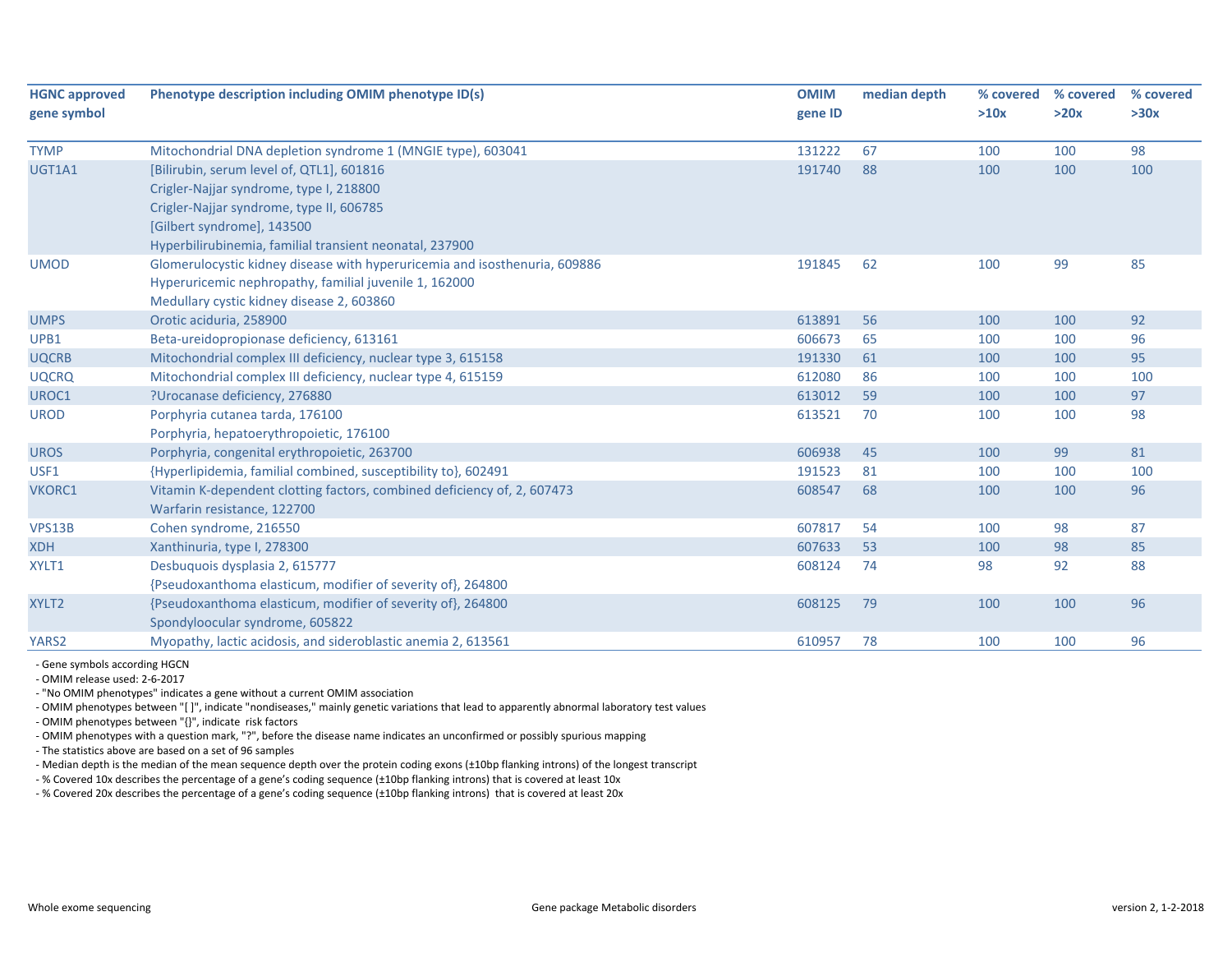| HGNC approved gene symbol | Phenotype description including OMIM phenotype ID(s) | OMIM gene ID | median depth | % covered >10x | % covered >20x | % covered >30x |
|---|---|---|---|---|---|---|
| TYMP | Mitochondrial DNA depletion syndrome 1 (MNGIE type), 603041 | 131222 | 67 | 100 | 100 | 98 |
| UGT1A1 | [Bilirubin, serum level of, QTL1], 601816<br>Crigler-Najjar syndrome, type I, 218800<br>Crigler-Najjar syndrome, type II, 606785<br>[Gilbert syndrome], 143500<br>Hyperbilirubinemia, familial transient neonatal, 237900 | 191740 | 88 | 100 | 100 | 100 |
| UMOD | Glomerulocystic kidney disease with hyperuricemia and isosthenuria, 609886<br>Hyperuricemic nephropathy, familial juvenile 1, 162000<br>Medullary cystic kidney disease 2, 603860 | 191845 | 62 | 100 | 99 | 85 |
| UMPS | Orotic aciduria, 258900 | 613891 | 56 | 100 | 100 | 92 |
| UPB1 | Beta-ureidopropionase deficiency, 613161 | 606673 | 65 | 100 | 100 | 96 |
| UQCRB | Mitochondrial complex III deficiency, nuclear type 3, 615158 | 191330 | 61 | 100 | 100 | 95 |
| UQCRQ | Mitochondrial complex III deficiency, nuclear type 4, 615159 | 612080 | 86 | 100 | 100 | 100 |
| UROC1 | ?Urocanase deficiency, 276880 | 613012 | 59 | 100 | 100 | 97 |
| UROD | Porphyria cutanea tarda, 176100<br>Porphyria, hepatoerythropoietic, 176100 | 613521 | 70 | 100 | 100 | 98 |
| UROS | Porphyria, congenital erythropoietic, 263700 | 606938 | 45 | 100 | 99 | 81 |
| USF1 | {Hyperlipidemia, familial combined, susceptibility to}, 602491 | 191523 | 81 | 100 | 100 | 100 |
| VKORC1 | Vitamin K-dependent clotting factors, combined deficiency of, 2, 607473<br>Warfarin resistance, 122700 | 608547 | 68 | 100 | 100 | 96 |
| VPS13B | Cohen syndrome, 216550 | 607817 | 54 | 100 | 98 | 87 |
| XDH | Xanthinuria, type I, 278300 | 607633 | 53 | 100 | 98 | 85 |
| XYLT1 | Desbuquois dysplasia 2, 615777<br>{Pseudoxanthoma elasticum, modifier of severity of}, 264800 | 608124 | 74 | 98 | 92 | 88 |
| XYLT2 | {Pseudoxanthoma elasticum, modifier of severity of}, 264800<br>Spondyloocular syndrome, 605822 | 608125 | 79 | 100 | 100 | 96 |
| YARS2 | Myopathy, lactic acidosis, and sideroblastic anemia 2, 613561 | 610957 | 78 | 100 | 100 | 96 |

- Gene symbols according HGCN
- OMIM release used: 2-6-2017
- "No OMIM phenotypes" indicates a gene without a current OMIM association
- OMIM phenotypes between "[ ]", indicate "nondiseases," mainly genetic variations that lead to apparently abnormal laboratory test values
- OMIM phenotypes between "{}", indicate risk factors
- OMIM phenotypes with a question mark, "?", before the disease name indicates an unconfirmed or possibly spurious mapping
- The statistics above are based on a set of 96 samples
- Median depth is the median of the mean sequence depth over the protein coding exons (±10bp flanking introns) of the longest transcript
- % Covered 10x describes the percentage of a gene's coding sequence (±10bp flanking introns) that is covered at least 10x
- % Covered 20x describes the percentage of a gene's coding sequence (±10bp flanking introns) that is covered at least 20x